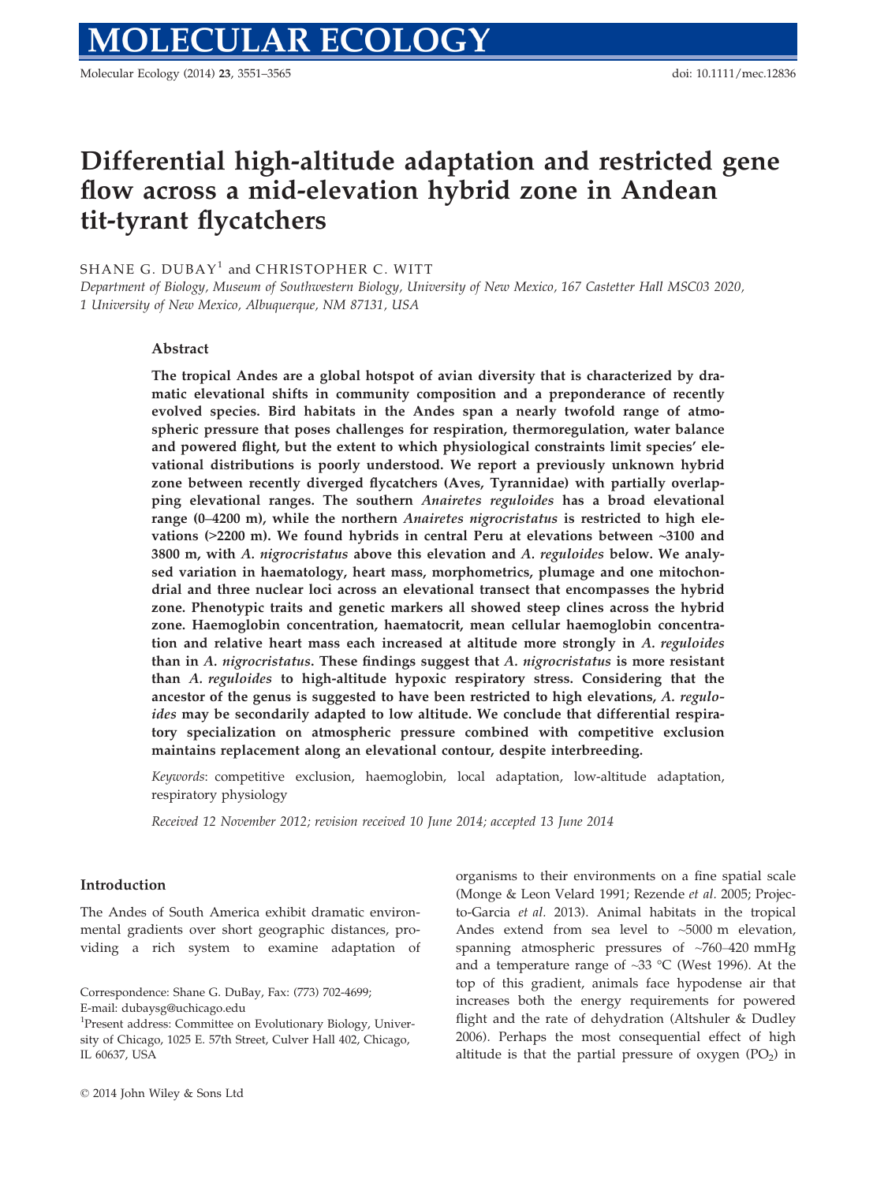# Differential high-altitude adaptation and restricted gene flow across a mid-elevation hybrid zone in Andean tit-tyrant flycatchers

SHANE G. DUBAY[1] and CHRISTOPHER C. WITT

*Department of Biology, Museum of Southwestern Biology, University of New Mexico, 167 Castetter Hall MSC03 2020, 1 University of New Mexico, Albuquerque, NM 87131, USA*

## Abstract

**The tropical Andes are a global hotspot of avian diversity that is characterized by dramatic elevational shifts in community composition and a preponderance of recently evolved species. Bird habitats in the Andes span a nearly twofold range of atmospheric pressure that poses challenges for respiration, thermoregulation, water balance and powered flight, but the extent to which physiological constraints limit species' elevational distributions is poorly understood. We report a previously unknown hybrid zone between recently diverged flycatchers (Aves, Tyrannidae) with partially overlapping elevational ranges. The southern *Anairetes reguloides* has a broad elevational range (0–4200 m), while the northern *Anairetes nigrocristatus* is restricted to high elevations (>2200 m). We found hybrids in central Peru at elevations between ~3100 and 3800 m, with *A. nigrocristatus* above this elevation and *A. reguloides* below. We analysed variation in haematology, heart mass, morphometrics, plumage and one mitochondrial and three nuclear loci across an elevational transect that encompasses the hybrid zone. Phenotypic traits and genetic markers all showed steep clines across the hybrid zone. Haemoglobin concentration, haematocrit, mean cellular haemoglobin concentration and relative heart mass each increased at altitude more strongly in *A. reguloides* than in *A. nigrocristatus*. These findings suggest that *A. nigrocristatus* is more resistant than *A. reguloides* to high-altitude hypoxic respiratory stress. Considering that the ancestor of the genus is suggested to have been restricted to high elevations, *A. reguloides* may be secondarily adapted to low altitude. We conclude that differential respiratory specialization on atmospheric pressure combined with competitive exclusion maintains replacement along an elevational contour, despite interbreeding.**

*Keywords*: competitive exclusion, haemoglobin, local adaptation, low-altitude adaptation, respiratory physiology

*Received 12 November 2012; revision received 10 June 2014; accepted 13 June 2014*

## Introduction

The Andes of South America exhibit dramatic environmental gradients over short geographic distances, providing a rich system to examine adaptation of organisms to their environments on a fine spatial scale (Monge & Leon Velard 1991; Rezende *et al.* 2005; Projecto-Garcia *et al.* 2013). Animal habitats in the tropical Andes extend from sea level to ~5000 m elevation, spanning atmospheric pressures of ~760–420 mmHg and a temperature range of ~33 °C (West 1996). At the top of this gradient, animals face hypodense air that increases both the energy requirements for powered flight and the rate of dehydration (Altshuler & Dudley 2006). Perhaps the most consequential effect of high altitude is that the partial pressure of oxygen ($PO_2$) in

Correspondence: Shane G. DuBay, Fax: (773) 702-4699; E-mail: dubaysg@uchicago.edu

[1]Present address: Committee on Evolutionary Biology, University of Chicago, 1025 E. 57th Street, Culver Hall 402, Chicago, IL 60637, USA

© 2014 John Wiley & Sons Ltd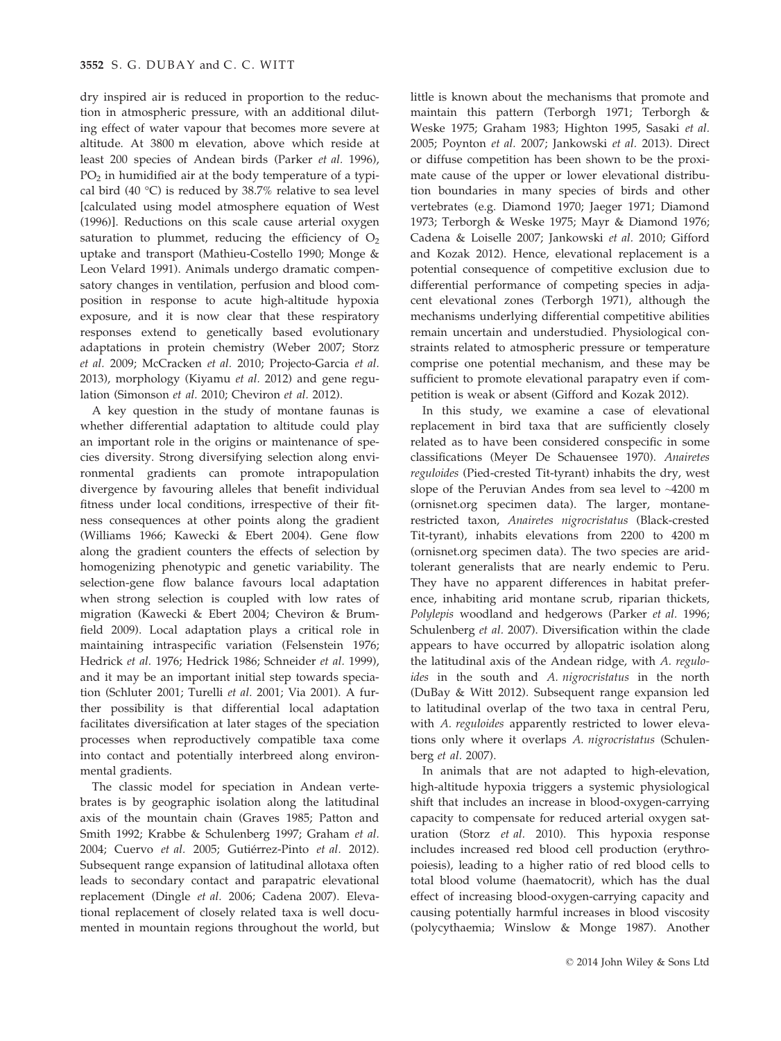dry inspired air is reduced in proportion to the reduction in atmospheric pressure, with an additional diluting effect of water vapour that becomes more severe at altitude. At 3800 m elevation, above which reside at least 200 species of Andean birds (Parker *et al.* 1996), $PO_2$ in humidified air at the body temperature of a typical bird (40 °C) is reduced by 38.7% relative to sea level [calculated using model atmosphere equation of West (1996)]. Reductions on this scale cause arterial oxygen saturation to plummet, reducing the efficiency of $O_2$ uptake and transport (Mathieu-Costello 1990; Monge & Leon Velard 1991). Animals undergo dramatic compensatory changes in ventilation, perfusion and blood composition in response to acute high-altitude hypoxia exposure, and it is now clear that these respiratory responses extend to genetically based evolutionary adaptations in protein chemistry (Weber 2007; Storz *et al.* 2009; McCracken *et al.* 2010; Projecto-Garcia *et al.* 2013), morphology (Kiyamu *et al.* 2012) and gene regulation (Simonson *et al.* 2010; Cheviron *et al.* 2012).

A key question in the study of montane faunas is whether differential adaptation to altitude could play an important role in the origins or maintenance of species diversity. Strong diversifying selection along environmental gradients can promote intrapopulation divergence by favouring alleles that benefit individual fitness under local conditions, irrespective of their fitness consequences at other points along the gradient (Williams 1966; Kawecki & Ebert 2004). Gene flow along the gradient counters the effects of selection by homogenizing phenotypic and genetic variability. The selection-gene flow balance favours local adaptation when strong selection is coupled with low rates of migration (Kawecki & Ebert 2004; Cheviron & Brumfield 2009). Local adaptation plays a critical role in maintaining intraspecific variation (Felsenstein 1976; Hedrick *et al.* 1976; Hedrick 1986; Schneider *et al.* 1999), and it may be an important initial step towards speciation (Schluter 2001; Turelli *et al.* 2001; Via 2001). A further possibility is that differential local adaptation facilitates diversification at later stages of the speciation processes when reproductively compatible taxa come into contact and potentially interbreed along environmental gradients.

The classic model for speciation in Andean vertebrates is by geographic isolation along the latitudinal axis of the mountain chain (Graves 1985; Patton and Smith 1992; Krabbe & Schulenberg 1997; Graham *et al.* 2004; Cuervo *et al.* 2005; Gutiérrez-Pinto *et al.* 2012). Subsequent range expansion of latitudinal allotaxa often leads to secondary contact and parapatric elevational replacement (Dingle *et al.* 2006; Cadena 2007). Elevational replacement of closely related taxa is well documented in mountain regions throughout the world, but little is known about the mechanisms that promote and maintain this pattern (Terborgh 1971; Terborgh & Weske 1975; Graham 1983; Highton 1995, Sasaki *et al.* 2005; Poynton *et al.* 2007; Jankowski *et al.* 2013). Direct or diffuse competition has been shown to be the proximate cause of the upper or lower elevational distribution boundaries in many species of birds and other vertebrates (e.g. Diamond 1970; Jaeger 1971; Diamond 1973; Terborgh & Weske 1975; Mayr & Diamond 1976; Cadena & Loiselle 2007; Jankowski *et al.* 2010; Gifford and Kozak 2012). Hence, elevational replacement is a potential consequence of competitive exclusion due to differential performance of competing species in adjacent elevational zones (Terborgh 1971), although the mechanisms underlying differential competitive abilities remain uncertain and understudied. Physiological constraints related to atmospheric pressure or temperature comprise one potential mechanism, and these may be sufficient to promote elevational parapatry even if competition is weak or absent (Gifford and Kozak 2012).

In this study, we examine a case of elevational replacement in bird taxa that are sufficiently closely related as to have been considered conspecific in some classifications (Meyer De Schauensee 1970). *Anairetes reguloides* (Pied-crested Tit-tyrant) inhabits the dry, west slope of the Peruvian Andes from sea level to ~4200 m (ornisnet.org specimen data). The larger, montane-restricted taxon, *Anairetes nigrocristatus* (Black-crested Tit-tyrant), inhabits elevations from 2200 to 4200 m (ornisnet.org specimen data). The two species are arid-tolerant generalists that are nearly endemic to Peru. They have no apparent differences in habitat preference, inhabiting arid montane scrub, riparian thickets, *Polylepis* woodland and hedgerows (Parker *et al.* 1996; Schulenberg *et al.* 2007). Diversification within the clade appears to have occurred by allopatric isolation along the latitudinal axis of the Andean ridge, with *A. reguloides* in the south and *A. nigrocristatus* in the north (DuBay & Witt 2012). Subsequent range expansion led to latitudinal overlap of the two taxa in central Peru, with *A. reguloides* apparently restricted to lower elevations only where it overlaps *A. nigrocristatus* (Schulenberg *et al.* 2007).

In animals that are not adapted to high-elevation, high-altitude hypoxia triggers a systemic physiological shift that includes an increase in blood-oxygen-carrying capacity to compensate for reduced arterial oxygen saturation (Storz *et al.* 2010). This hypoxia response includes increased red blood cell production (erythropoiesis), leading to a higher ratio of red blood cells to total blood volume (haematocrit), which has the dual effect of increasing blood-oxygen-carrying capacity and causing potentially harmful increases in blood viscosity (polycythaemia; Winslow & Monge 1987). Another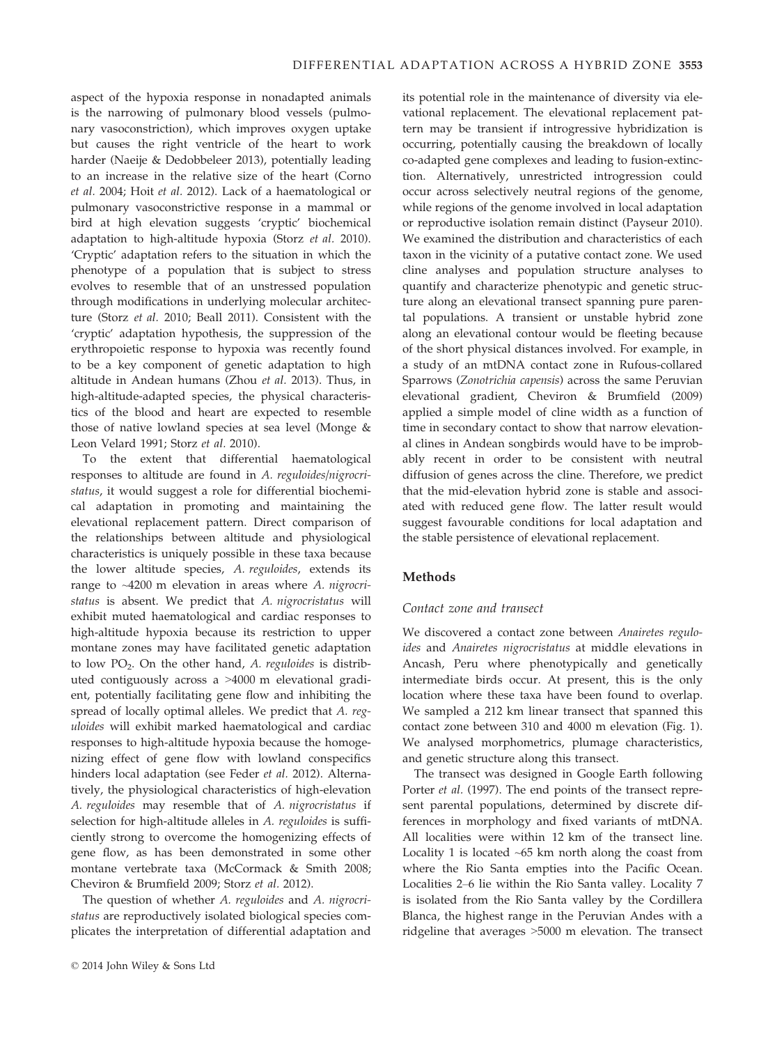aspect of the hypoxia response in nonadapted animals is the narrowing of pulmonary blood vessels (pulmonary vasoconstriction), which improves oxygen uptake but causes the right ventricle of the heart to work harder (Naeije & Dedobbeleer 2013), potentially leading to an increase in the relative size of the heart (Corno *et al.* 2004; Hoit *et al.* 2012). Lack of a haematological or pulmonary vasoconstrictive response in a mammal or bird at high elevation suggests 'cryptic' biochemical adaptation to high-altitude hypoxia (Storz *et al.* 2010). 'Cryptic' adaptation refers to the situation in which the phenotype of a population that is subject to stress evolves to resemble that of an unstressed population through modifications in underlying molecular architecture (Storz *et al.* 2010; Beall 2011). Consistent with the 'cryptic' adaptation hypothesis, the suppression of the erythropoietic response to hypoxia was recently found to be a key component of genetic adaptation to high altitude in Andean humans (Zhou *et al.* 2013). Thus, in high-altitude-adapted species, the physical characteristics of the blood and heart are expected to resemble those of native lowland species at sea level (Monge & Leon Velard 1991; Storz *et al.* 2010).

To the extent that differential haematological responses to altitude are found in *A. reguloides/nigrocristatus*, it would suggest a role for differential biochemical adaptation in promoting and maintaining the elevational replacement pattern. Direct comparison of the relationships between altitude and physiological characteristics is uniquely possible in these taxa because the lower altitude species, *A. reguloides*, extends its range to ~4200 m elevation in areas where *A. nigrocristatus* is absent. We predict that *A. nigrocristatus* will exhibit muted haematological and cardiac responses to high-altitude hypoxia because its restriction to upper montane zones may have facilitated genetic adaptation to low $PO_2$. On the other hand, *A. reguloides* is distributed contiguously across a >4000 m elevational gradient, potentially facilitating gene flow and inhibiting the spread of locally optimal alleles. We predict that *A. reguloides* will exhibit marked haematological and cardiac responses to high-altitude hypoxia because the homogenizing effect of gene flow with lowland conspecifics hinders local adaptation (see Feder *et al.* 2012). Alternatively, the physiological characteristics of high-elevation *A. reguloides* may resemble that of *A. nigrocristatus* if selection for high-altitude alleles in *A. reguloides* is sufficiently strong to overcome the homogenizing effects of gene flow, as has been demonstrated in some other montane vertebrate taxa (McCormack & Smith 2008; Cheviron & Brumfield 2009; Storz *et al.* 2012).

The question of whether *A. reguloides* and *A. nigrocristatus* are reproductively isolated biological species complicates the interpretation of differential adaptation and its potential role in the maintenance of diversity via elevational replacement. The elevational replacement pattern may be transient if introgressive hybridization is occurring, potentially causing the breakdown of locally co-adapted gene complexes and leading to fusion-extinction. Alternatively, unrestricted introgression could occur across selectively neutral regions of the genome, while regions of the genome involved in local adaptation or reproductive isolation remain distinct (Payseur 2010). We examined the distribution and characteristics of each taxon in the vicinity of a putative contact zone. We used cline analyses and population structure analyses to quantify and characterize phenotypic and genetic structure along an elevational transect spanning pure parental populations. A transient or unstable hybrid zone along an elevational contour would be fleeting because of the short physical distances involved. For example, in a study of an mtDNA contact zone in Rufous-collared Sparrows (*Zonotrichia capensis*) across the same Peruvian elevational gradient, Cheviron & Brumfield (2009) applied a simple model of cline width as a function of time in secondary contact to show that narrow elevational clines in Andean songbirds would have to be improbably recent in order to be consistent with neutral diffusion of genes across the cline. Therefore, we predict that the mid-elevation hybrid zone is stable and associated with reduced gene flow. The latter result would suggest favourable conditions for local adaptation and the stable persistence of elevational replacement.

## Methods

### Contact zone and transect

We discovered a contact zone between *Anairetes reguloides* and *Anairetes nigrocristatus* at middle elevations in Ancash, Peru where phenotypically and genetically intermediate birds occur. At present, this is the only location where these taxa have been found to overlap. We sampled a 212 km linear transect that spanned this contact zone between 310 and 4000 m elevation (Fig. 1). We analysed morphometrics, plumage characteristics, and genetic structure along this transect.

The transect was designed in Google Earth following Porter *et al.* (1997). The end points of the transect represent parental populations, determined by discrete differences in morphology and fixed variants of mtDNA. All localities were within 12 km of the transect line. Locality 1 is located ~65 km north along the coast from where the Rio Santa empties into the Pacific Ocean. Localities 2–6 lie within the Rio Santa valley. Locality 7 is isolated from the Rio Santa valley by the Cordillera Blanca, the highest range in the Peruvian Andes with a ridgeline that averages >5000 m elevation. The transect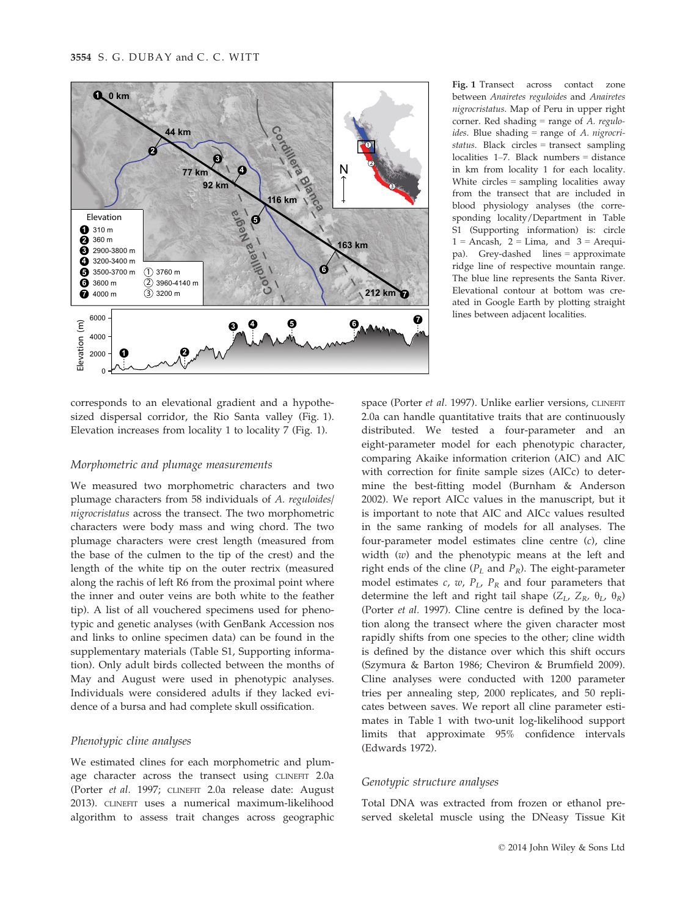**Fig. 1** Transect across contact zone between *Anairetes reguloides* and *Anairetes nigrocristatus*. Map of Peru in upper right corner. Red shading = range of *A. reguloides*. Blue shading = range of *A. nigrocristatus*. Black circles = transect sampling localities 1–7. Black numbers = distance in km from locality 1 for each locality. White circles = sampling localities away from the transect that are included in blood physiology analyses (the corresponding locality/Department in Table S1 (Supporting information) is: circle 1 = Ancash, 2 = Lima, and 3 = Arequipa). Grey-dashed lines = approximate ridge line of respective mountain range. The blue line represents the Santa River. Elevational contour at bottom was created in Google Earth by plotting straight lines between adjacent localities.

corresponds to an elevational gradient and a hypothesized dispersal corridor, the Rio Santa valley (Fig. 1). Elevation increases from locality 1 to locality 7 (Fig. 1).

### Morphometric and plumage measurements

We measured two morphometric characters and two plumage characters from 58 individuals of *A. reguloides/nigrocristatus* across the transect. The two morphometric characters were body mass and wing chord. The two plumage characters were crest length (measured from the base of the culmen to the tip of the crest) and the length of the white tip on the outer rectrix (measured along the rachis of left R6 from the proximal point where the inner and outer veins are both white to the feather tip). A list of all vouchered specimens used for phenotypic and genetic analyses (with GenBank Accession nos and links to online specimen data) can be found in the supplementary materials (Table S1, Supporting information). Only adult birds collected between the months of May and August were used in phenotypic analyses. Individuals were considered adults if they lacked evidence of a bursa and had complete skull ossification.

### Phenotypic cline analyses

We estimated clines for each morphometric and plumage character across the transect using CLINEFIT 2.0a (Porter *et al.* 1997; CLINEFIT 2.0a release date: August 2013). CLINEFIT uses a numerical maximum-likelihood algorithm to assess trait changes across geographic space (Porter *et al.* 1997). Unlike earlier versions, CLINEFIT 2.0a can handle quantitative traits that are continuously distributed. We tested a four-parameter and an eight-parameter model for each phenotypic character, comparing Akaike information criterion (AIC) and AIC with correction for finite sample sizes (AICc) to determine the best-fitting model (Burnham & Anderson 2002). We report AICc values in the manuscript, but it is important to note that AIC and AICc values resulted in the same ranking of models for all analyses. The four-parameter model estimates cline centre ($c$), cline width ($w$) and the phenotypic means at the left and right ends of the cline ($P_L$ and $P_R$). The eight-parameter model estimates $c$, $w$, $P_L$, $P_R$ and four parameters that determine the left and right tail shape ($Z_L$, $Z_R$, $\theta_L$, $\theta_R$) (Porter *et al.* 1997). Cline centre is defined by the location along the transect where the given character most rapidly shifts from one species to the other; cline width is defined by the distance over which this shift occurs (Szymura & Barton 1986; Cheviron & Brumfield 2009). Cline analyses were conducted with 1200 parameter tries per annealing step, 2000 replicates, and 50 replicates between saves. We report all cline parameter estimates in Table 1 with two-unit log-likelihood support limits that approximate 95% confidence intervals (Edwards 1972).

### Genotypic structure analyses

Total DNA was extracted from frozen or ethanol preserved skeletal muscle using the DNeasy Tissue Kit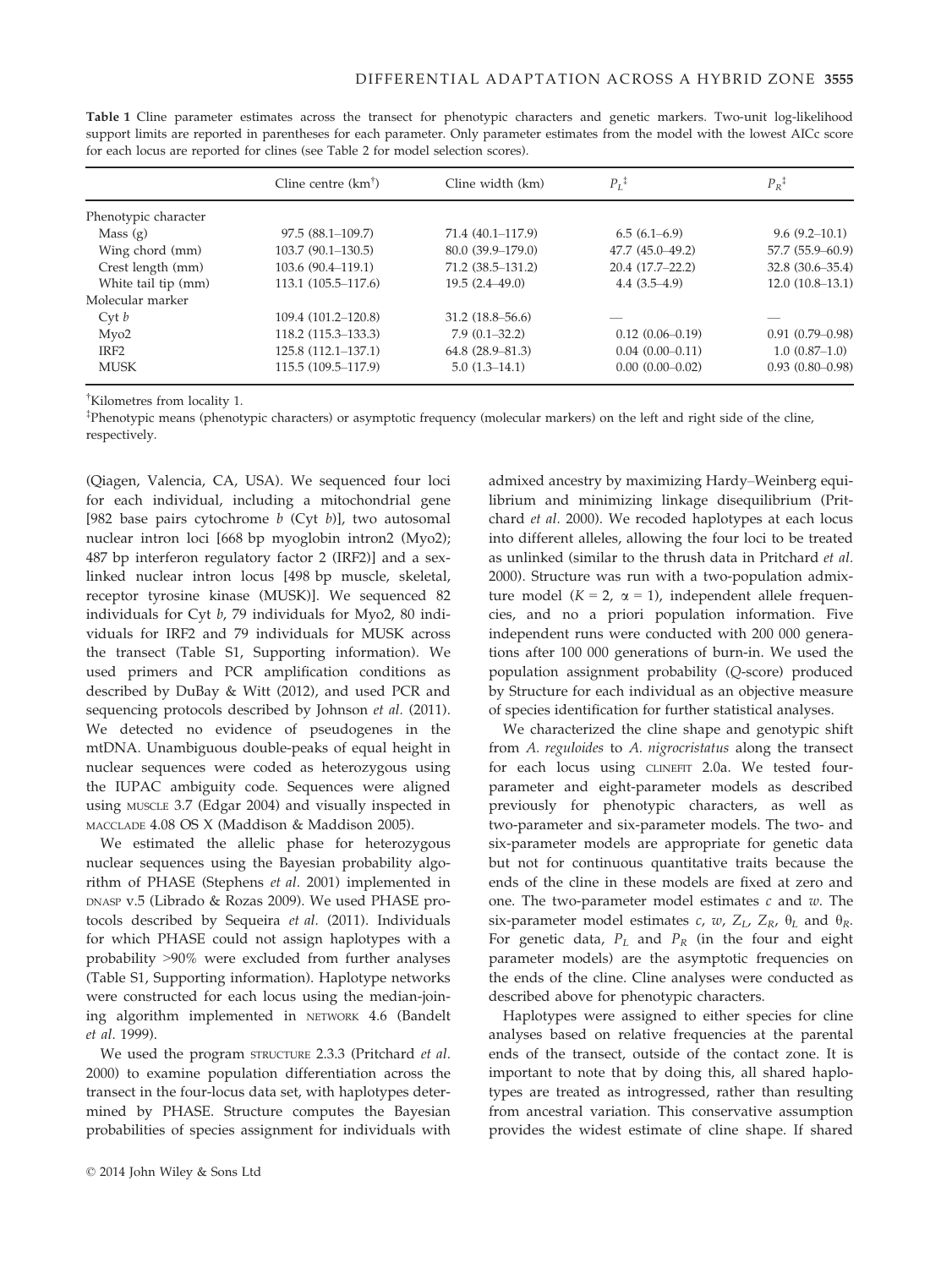**Table 1** Cline parameter estimates across the transect for phenotypic characters and genetic markers. Two-unit log-likelihood support limits are reported in parentheses for each parameter. Only parameter estimates from the model with the lowest AICc score for each locus are reported for clines (see Table 2 for model selection scores).

| | Cline centre (km[†]) | Cline width (km) | $P_L$[‡] | $P_R$[‡] |
|---|---|---|---|---|
| Phenotypic character | | | | |
| Mass (g) | 97.5 (88.1–109.7) | 71.4 (40.1–117.9) | 6.5 (6.1–6.9) | 9.6 (9.2–10.1) |
| Wing chord (mm) | 103.7 (90.1–130.5) | 80.0 (39.9–179.0) | 47.7 (45.0–49.2) | 57.7 (55.9–60.9) |
| Crest length (mm) | 103.6 (90.4–119.1) | 71.2 (38.5–131.2) | 20.4 (17.7–22.2) | 32.8 (30.6–35.4) |
| White tail tip (mm) | 113.1 (105.5–117.6) | 19.5 (2.4–49.0) | 4.4 (3.5–4.9) | 12.0 (10.8–13.1) |
| Molecular marker | | | | |
| Cyt *b* | 109.4 (101.2–120.8) | 31.2 (18.8–56.6) | — | — |
| Myo2 | 118.2 (115.3–133.3) | 7.9 (0.1–32.2) | 0.12 (0.06–0.19) | 0.91 (0.79–0.98) |
| IRF2 | 125.8 (112.1–137.1) | 64.8 (28.9–81.3) | 0.04 (0.00–0.11) | 1.0 (0.87–1.0) |
| MUSK | 115.5 (109.5–117.9) | 5.0 (1.3–14.1) | 0.00 (0.00–0.02) | 0.93 (0.80–0.98) |

[†]Kilometres from locality 1.

[‡]Phenotypic means (phenotypic characters) or asymptotic frequency (molecular markers) on the left and right side of the cline, respectively.

(Qiagen, Valencia, CA, USA). We sequenced four loci for each individual, including a mitochondrial gene [982 base pairs cytochrome *b* (Cyt *b*)], two autosomal nuclear intron loci [668 bp myoglobin intron2 (Myo2); 487 bp interferon regulatory factor 2 (IRF2)] and a sex-linked nuclear intron locus [498 bp muscle, skeletal, receptor tyrosine kinase (MUSK)]. We sequenced 82 individuals for Cyt *b*, 79 individuals for Myo2, 80 individuals for IRF2 and 79 individuals for MUSK across the transect (Table S1, Supporting information). We used primers and PCR amplification conditions as described by DuBay & Witt (2012), and used PCR and sequencing protocols described by Johnson *et al.* (2011). We detected no evidence of pseudogenes in the mtDNA. Unambiguous double-peaks of equal height in nuclear sequences were coded as heterozygous using the IUPAC ambiguity code. Sequences were aligned using MUSCLE 3.7 (Edgar 2004) and visually inspected in MACCLADE 4.08 OS X (Maddison & Maddison 2005).

We estimated the allelic phase for heterozygous nuclear sequences using the Bayesian probability algorithm of PHASE (Stephens *et al.* 2001) implemented in DNASP v.5 (Librado & Rozas 2009). We used PHASE protocols described by Sequeira *et al.* (2011). Individuals for which PHASE could not assign haplotypes with a probability >90% were excluded from further analyses (Table S1, Supporting information). Haplotype networks were constructed for each locus using the median-joining algorithm implemented in NETWORK 4.6 (Bandelt *et al.* 1999).

We used the program STRUCTURE 2.3.3 (Pritchard *et al.* 2000) to examine population differentiation across the transect in the four-locus data set, with haplotypes determined by PHASE. Structure computes the Bayesian probabilities of species assignment for individuals with admixed ancestry by maximizing Hardy–Weinberg equilibrium and minimizing linkage disequilibrium (Pritchard *et al.* 2000). We recoded haplotypes at each locus into different alleles, allowing the four loci to be treated as unlinked (similar to the thrush data in Pritchard *et al.* 2000). Structure was run with a two-population admixture model ($K = 2$, $\alpha = 1$), independent allele frequencies, and no a priori population information. Five independent runs were conducted with 200 000 generations after 100 000 generations of burn-in. We used the population assignment probability (*Q*-score) produced by Structure for each individual as an objective measure of species identification for further statistical analyses.

We characterized the cline shape and genotypic shift from *A. reguloides* to *A. nigrocristatus* along the transect for each locus using CLINEFIT 2.0a. We tested four-parameter and eight-parameter models as described previously for phenotypic characters, as well as two-parameter and six-parameter models. The two- and six-parameter models are appropriate for genetic data but not for continuous quantitative traits because the ends of the cline in these models are fixed at zero and one. The two-parameter model estimates $c$ and $w$. The six-parameter model estimates $c$, $w$, $Z_L$, $Z_R$, $\theta_L$ and $\theta_R$. For genetic data, $P_L$ and $P_R$ (in the four and eight parameter models) are the asymptotic frequencies on the ends of the cline. Cline analyses were conducted as described above for phenotypic characters.

Haplotypes were assigned to either species for cline analyses based on relative frequencies at the parental ends of the transect, outside of the contact zone. It is important to note that by doing this, all shared haplotypes are treated as introgressed, rather than resulting from ancestral variation. This conservative assumption provides the widest estimate of cline shape. If shared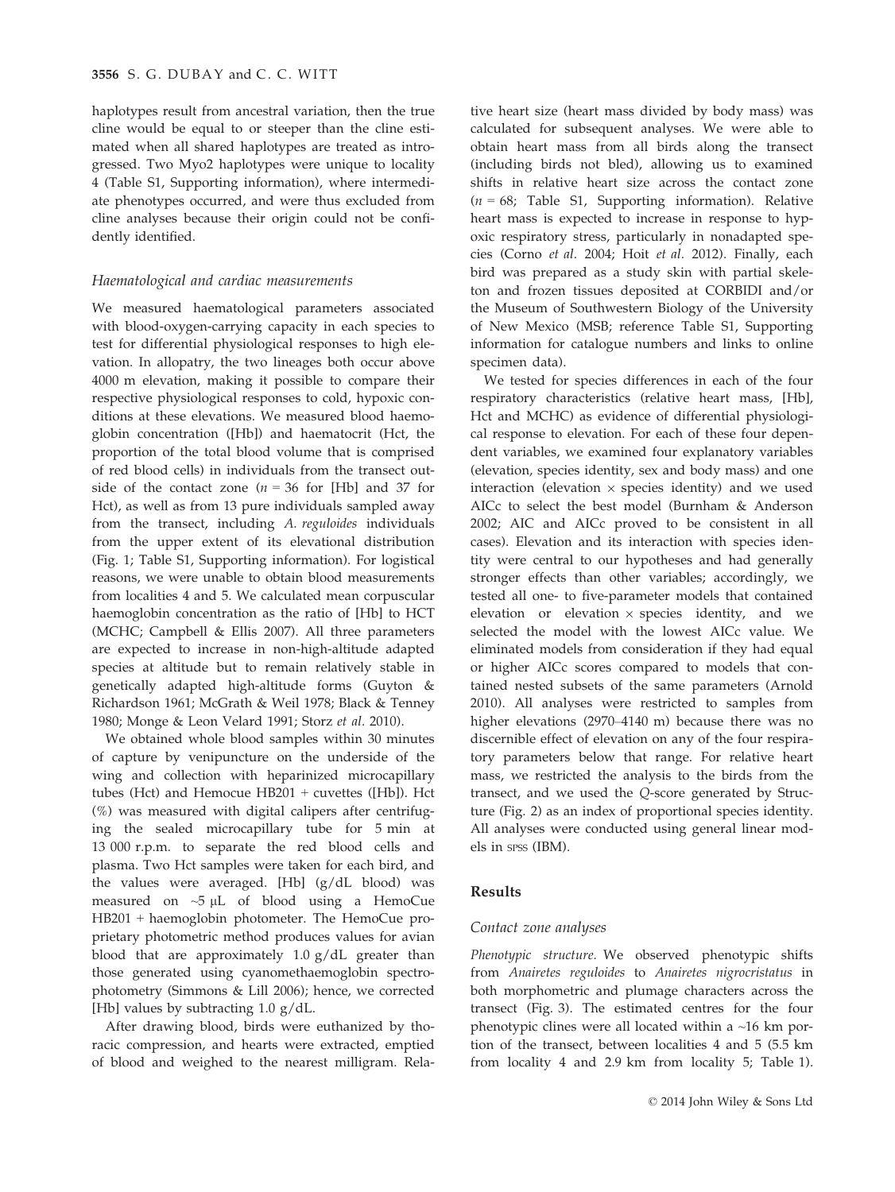haplotypes result from ancestral variation, then the true cline would be equal to or steeper than the cline estimated when all shared haplotypes are treated as introgressed. Two Myo2 haplotypes were unique to locality 4 (Table S1, Supporting information), where intermediate phenotypes occurred, and were thus excluded from cline analyses because their origin could not be confidently identified.

### Haematological and cardiac measurements

We measured haematological parameters associated with blood-oxygen-carrying capacity in each species to test for differential physiological responses to high elevation. In allopatry, the two lineages both occur above 4000 m elevation, making it possible to compare their respective physiological responses to cold, hypoxic conditions at these elevations. We measured blood haemoglobin concentration ([Hb]) and haematocrit (Hct, the proportion of the total blood volume that is comprised of red blood cells) in individuals from the transect outside of the contact zone ($n = 36$ for [Hb] and 37 for Hct), as well as from 13 pure individuals sampled away from the transect, including *A. reguloides* individuals from the upper extent of its elevational distribution (Fig. 1; Table S1, Supporting information). For logistical reasons, we were unable to obtain blood measurements from localities 4 and 5. We calculated mean corpuscular haemoglobin concentration as the ratio of [Hb] to HCT (MCHC; Campbell & Ellis 2007). All three parameters are expected to increase in non-high-altitude adapted species at altitude but to remain relatively stable in genetically adapted high-altitude forms (Guyton & Richardson 1961; McGrath & Weil 1978; Black & Tenney 1980; Monge & Leon Velard 1991; Storz *et al.* 2010).

We obtained whole blood samples within 30 minutes of capture by venipuncture on the underside of the wing and collection with heparinized microcapillary tubes (Hct) and Hemocue HB201 + cuvettes ([Hb]). Hct (%) was measured with digital calipers after centrifuging the sealed microcapillary tube for 5 min at 13 000 r.p.m. to separate the red blood cells and plasma. Two Hct samples were taken for each bird, and the values were averaged. [Hb] (g/dL blood) was measured on ~5 μL of blood using a HemoCue HB201 + haemoglobin photometer. The HemoCue proprietary photometric method produces values for avian blood that are approximately 1.0 g/dL greater than those generated using cyanomethaemoglobin spectrophotometry (Simmons & Lill 2006); hence, we corrected [Hb] values by subtracting 1.0 g/dL.

After drawing blood, birds were euthanized by thoracic compression, and hearts were extracted, emptied of blood and weighed to the nearest milligram. Relative heart size (heart mass divided by body mass) was calculated for subsequent analyses. We were able to obtain heart mass from all birds along the transect (including birds not bled), allowing us to examined shifts in relative heart size across the contact zone ($n = 68$; Table S1, Supporting information). Relative heart mass is expected to increase in response to hypoxic respiratory stress, particularly in nonadapted species (Corno *et al.* 2004; Hoit *et al.* 2012). Finally, each bird was prepared as a study skin with partial skeleton and frozen tissues deposited at CORBIDI and/or the Museum of Southwestern Biology of the University of New Mexico (MSB; reference Table S1, Supporting information for catalogue numbers and links to online specimen data).

We tested for species differences in each of the four respiratory characteristics (relative heart mass, [Hb], Hct and MCHC) as evidence of differential physiological response to elevation. For each of these four dependent variables, we examined four explanatory variables (elevation, species identity, sex and body mass) and one interaction (elevation × species identity) and we used AICc to select the best model (Burnham & Anderson 2002; AIC and AICc proved to be consistent in all cases). Elevation and its interaction with species identity were central to our hypotheses and had generally stronger effects than other variables; accordingly, we tested all one- to five-parameter models that contained elevation or elevation × species identity, and we selected the model with the lowest AICc value. We eliminated models from consideration if they had equal or higher AICc scores compared to models that contained nested subsets of the same parameters (Arnold 2010). All analyses were restricted to samples from higher elevations (2970–4140 m) because there was no discernible effect of elevation on any of the four respiratory parameters below that range. For relative heart mass, we restricted the analysis to the birds from the transect, and we used the *Q*-score generated by Structure (Fig. 2) as an index of proportional species identity. All analyses were conducted using general linear models in SPSS (IBM).

## Results

### Contact zone analyses

*Phenotypic structure.* We observed phenotypic shifts from *Anairetes reguloides* to *Anairetes nigrocristatus* in both morphometric and plumage characters across the transect (Fig. 3). The estimated centres for the four phenotypic clines were all located within a ~16 km portion of the transect, between localities 4 and 5 (5.5 km from locality 4 and 2.9 km from locality 5; Table 1).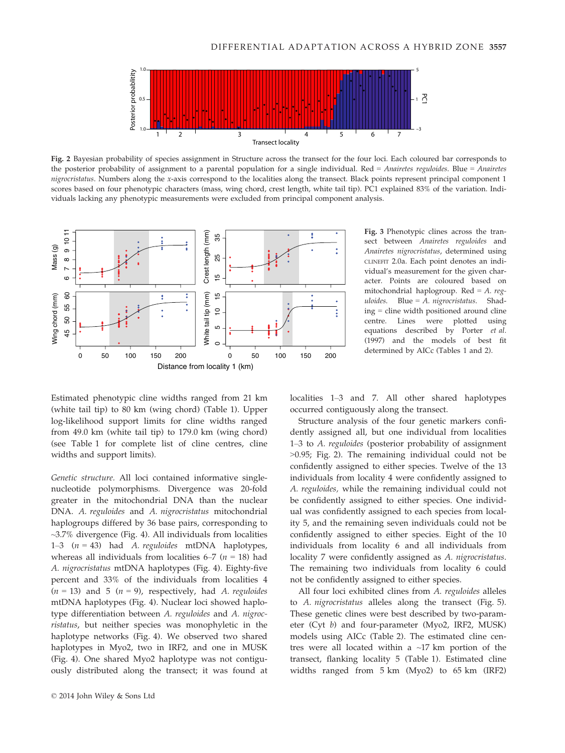Fig. 2 Bayesian probability of species assignment in Structure across the transect for the four loci. Each coloured bar corresponds to the posterior probability of assignment to a parental population for a single individual. Red = *Anairetes reguloides*. Blue = *Anairetes nigrocristatus*. Numbers along the *x*-axis correspond to the localities along the transect. Black points represent principal component 1 scores based on four phenotypic characters (mass, wing chord, crest length, white tail tip). PC1 explained 83% of the variation. Individuals lacking any phenotypic measurements were excluded from principal component analysis.

Fig. 3 Phenotypic clines across the transect between *Anairetes reguloides* and *Anairetes nigrocristatus*, determined using CLINEFIT 2.0a. Each point denotes an individual's measurement for the given character. Points are coloured based on mitochondrial haplogroup. Red = *A. reguloides*. Blue = *A. nigrocristatus*. Shading = cline width positioned around cline centre. Lines were plotted using equations described by Porter *et al.* (1997) and the models of best fit determined by AICc (Tables 1 and 2).

Estimated phenotypic cline widths ranged from 21 km (white tail tip) to 80 km (wing chord) (Table 1). Upper log-likelihood support limits for cline widths ranged from 49.0 km (white tail tip) to 179.0 km (wing chord) (see Table 1 for complete list of cline centres, cline widths and support limits).

*Genetic structure.* All loci contained informative single-nucleotide polymorphisms. Divergence was 20-fold greater in the mitochondrial DNA than the nuclear DNA. *A. reguloides* and *A. nigrocristatus* mitochondrial haplogroups differed by 36 base pairs, corresponding to ~3.7% divergence (Fig. 4). All individuals from localities 1–3 ($n$ = 43) had *A. reguloides* mtDNA haplotypes, whereas all individuals from localities 6–7 ($n$ = 18) had *A. nigrocristatus* mtDNA haplotypes (Fig. 4). Eighty-five percent and 33% of the individuals from localities 4 ($n$ = 13) and 5 ($n$ = 9), respectively, had *A. reguloides* mtDNA haplotypes (Fig. 4). Nuclear loci showed haplotype differentiation between *A. reguloides* and *A. nigrocristatus*, but neither species was monophyletic in the haplotype networks (Fig. 4). We observed two shared haplotypes in Myo2, two in IRF2, and one in MUSK (Fig. 4). One shared Myo2 haplotype was not contiguously distributed along the transect; it was found at localities 1–3 and 7. All other shared haplotypes occurred contiguously along the transect.

Structure analysis of the four genetic markers confidently assigned all, but one individual from localities 1–3 to *A. reguloides* (posterior probability of assignment >0.95; Fig. 2). The remaining individual could not be confidently assigned to either species. Twelve of the 13 individuals from locality 4 were confidently assigned to *A. reguloides*, while the remaining individual could not be confidently assigned to either species. One individual was confidently assigned to each species from locality 5, and the remaining seven individuals could not be confidently assigned to either species. Eight of the 10 individuals from locality 6 and all individuals from locality 7 were confidently assigned as *A. nigrocristatus*. The remaining two individuals from locality 6 could not be confidently assigned to either species.

All four loci exhibited clines from *A. reguloides* alleles to *A. nigrocristatus* alleles along the transect (Fig. 5). These genetic clines were best described by two-parameter (Cyt *b*) and four-parameter (Myo2, IRF2, MUSK) models using AICc (Table 2). The estimated cline centres were all located within a ~17 km portion of the transect, flanking locality 5 (Table 1). Estimated cline widths ranged from 5 km (Myo2) to 65 km (IRF2)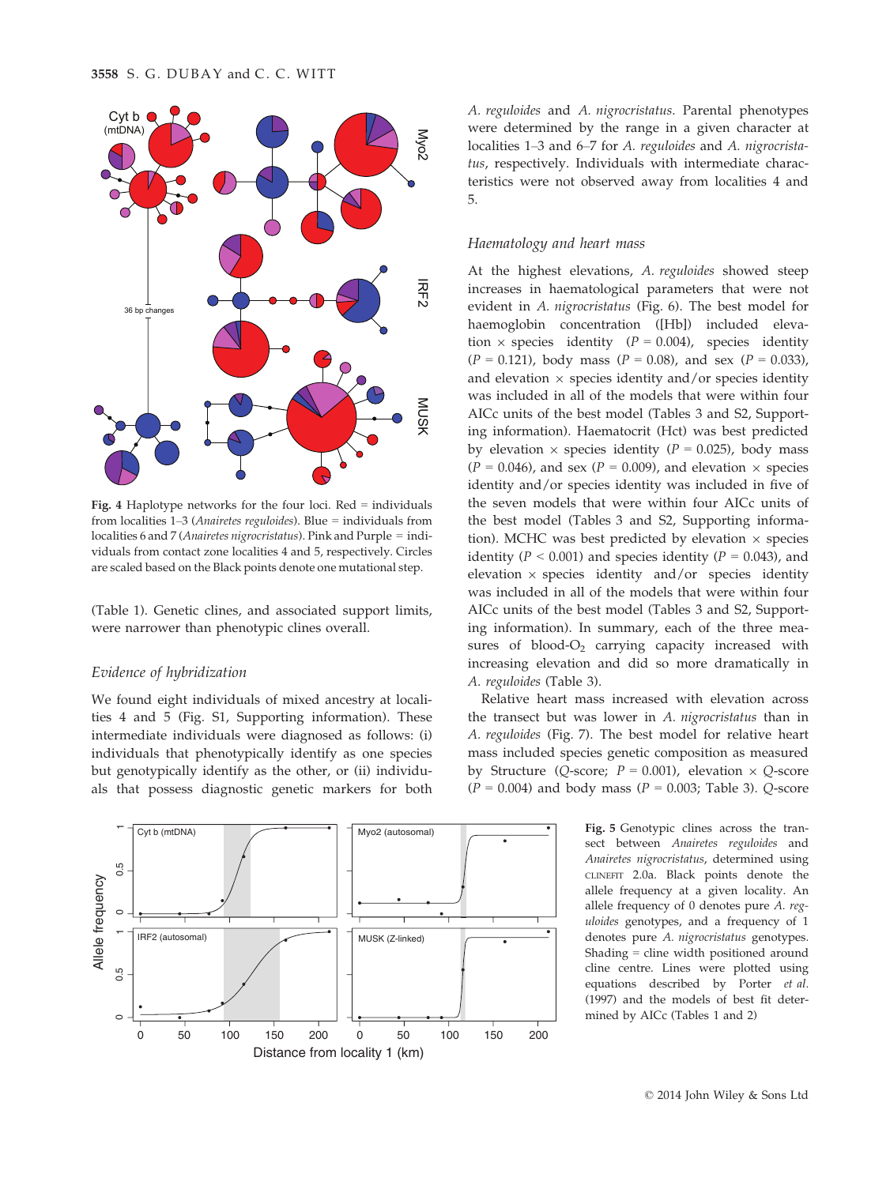**Fig. 4** Haplotype networks for the four loci. Red = individuals from localities 1–3 (*Anairetes reguloides*). Blue = individuals from localities 6 and 7 (*Anairetes nigrocristatus*). Pink and Purple = individuals from contact zone localities 4 and 5, respectively. Circles are scaled based on the Black points denote one mutational step.

(Table 1). Genetic clines, and associated support limits, were narrower than phenotypic clines overall.

### Evidence of hybridization

We found eight individuals of mixed ancestry at localities 4 and 5 (Fig. S1, Supporting information). These intermediate individuals were diagnosed as follows: (i) individuals that phenotypically identify as one species but genotypically identify as the other, or (ii) individuals that possess diagnostic genetic markers for both *A. reguloides* and *A. nigrocristatus*. Parental phenotypes were determined by the range in a given character at localities 1–3 and 6–7 for *A. reguloides* and *A. nigrocristatus*, respectively. Individuals with intermediate characteristics were not observed away from localities 4 and 5.

### Haematology and heart mass

At the highest elevations, *A. reguloides* showed steep increases in haematological parameters that were not evident in *A. nigrocristatus* (Fig. 6). The best model for haemoglobin concentration ([Hb]) included elevation × species identity ($P = 0.004$), species identity ($P = 0.121$), body mass ($P = 0.08$), and sex ($P = 0.033$), and elevation × species identity and/or species identity was included in all of the models that were within four AICc units of the best model (Tables 3 and S2, Supporting information). Haematocrit (Hct) was best predicted by elevation × species identity ($P = 0.025$), body mass ($P = 0.046$), and sex ($P = 0.009$), and elevation × species identity and/or species identity was included in five of the seven models that were within four AICc units of the best model (Tables 3 and S2, Supporting information). MCHC was best predicted by elevation × species identity ($P < 0.001$) and species identity ($P = 0.043$), and elevation × species identity and/or species identity was included in all of the models that were within four AICc units of the best model (Tables 3 and S2, Supporting information). In summary, each of the three measures of blood-$O_2$ carrying capacity increased with increasing elevation and did so more dramatically in *A. reguloides* (Table 3).

Relative heart mass increased with elevation across the transect but was lower in *A. nigrocristatus* than in *A. reguloides* (Fig. 7). The best model for relative heart mass included species genetic composition as measured by Structure (*Q*-score; $P = 0.001$), elevation × *Q*-score ($P = 0.004$) and body mass ($P = 0.003$; Table 3). *Q*-score

**Fig. 5** Genotypic clines across the transect between *Anairetes reguloides* and *Anairetes nigrocristatus*, determined using CLINEFIT 2.0a. Black points denote the allele frequency at a given locality. An allele frequency of 0 denotes pure *A. reguloides* genotypes, and a frequency of 1 denotes pure *A. nigrocristatus* genotypes. Shading = cline width positioned around cline centre. Lines were plotted using equations described by Porter *et al.* (1997) and the models of best fit determined by AICc (Tables 1 and 2)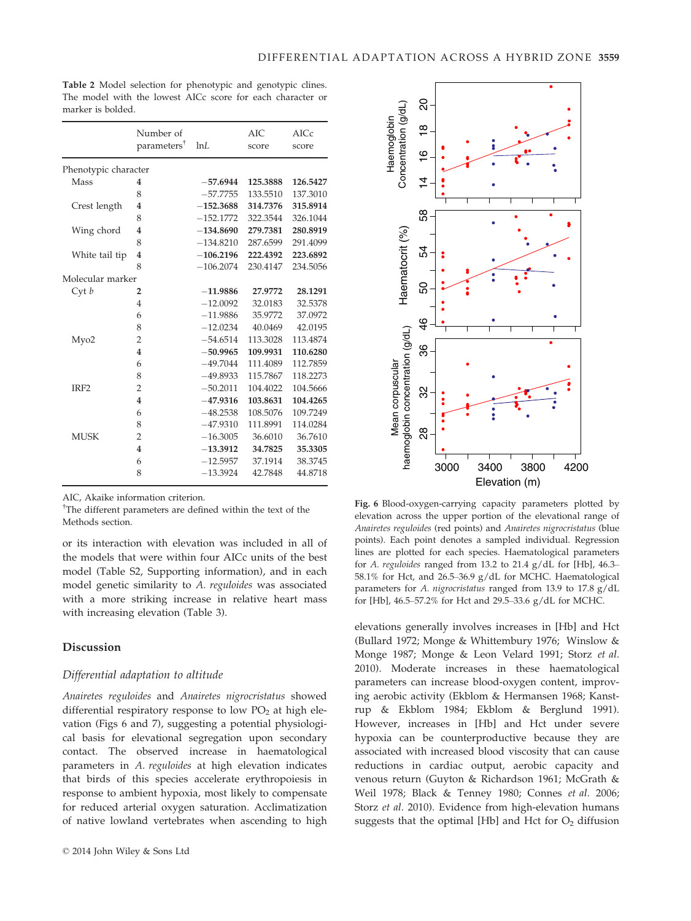**Table 2** Model selection for phenotypic and genotypic clines. The model with the lowest AICc score for each character or marker is bolded.

| | Number of parameters[†] | ln*L* | AIC score | AICc score |
|---|---|---|---|---|
| Phenotypic character | | | | |
| Mass | **4** | **−57.6944** | **125.3888** | **126.5427** |
| | 8 | −57.7755 | 133.5510 | 137.3010 |
| Crest length | **4** | **−152.3688** | **314.7376** | **315.8914** |
| | 8 | −152.1772 | 322.3544 | 326.1044 |
| Wing chord | **4** | **−134.8690** | **279.7381** | **280.8919** |
| | 8 | −134.8210 | 287.6599 | 291.4099 |
| White tail tip | **4** | **−106.2196** | **222.4392** | **223.6892** |
| | 8 | −106.2074 | 230.4147 | 234.5056 |
| Molecular marker | | | | |
| Cyt *b* | **2** | **−11.9886** | **27.9772** | **28.1291** |
| | 4 | −12.0092 | 32.0183 | 32.5378 |
| | 6 | −11.9886 | 35.9772 | 37.0972 |
| | 8 | −12.0234 | 40.0469 | 42.0195 |
| Myo2 | 2 | −54.6514 | 113.3028 | 113.4874 |
| | **4** | **−50.9965** | **109.9931** | **110.6280** |
| | 6 | −49.7044 | 111.4089 | 112.7859 |
| | 8 | −49.8933 | 115.7867 | 118.2273 |
| IRF2 | 2 | −50.2011 | 104.4022 | 104.5666 |
| | **4** | **−47.9316** | **103.8631** | **104.4265** |
| | 6 | −48.2538 | 108.5076 | 109.7249 |
| | 8 | −47.9310 | 111.8991 | 114.0284 |
| MUSK | 2 | −16.3005 | 36.6010 | 36.7610 |
| | **4** | **−13.3912** | **34.7825** | **35.3305** |
| | 6 | −12.5957 | 37.1914 | 38.3745 |
| | 8 | −13.3924 | 42.7848 | 44.8718 |

AIC, Akaike information criterion.

[†]The different parameters are defined within the text of the Methods section.

or its interaction with elevation was included in all of the models that were within four AICc units of the best model (Table S2, Supporting information), and in each model genetic similarity to *A. reguloides* was associated with a more striking increase in relative heart mass with increasing elevation (Table 3).

## Discussion

### Differential adaptation to altitude

*Anairetes reguloides* and *Anairetes nigrocristatus* showed differential respiratory response to low $PO_2$ at high elevation (Figs 6 and 7), suggesting a potential physiological basis for elevational segregation upon secondary contact. The observed increase in haematological parameters in *A. reguloides* at high elevation indicates that birds of this species accelerate erythropoiesis in response to ambient hypoxia, most likely to compensate for reduced arterial oxygen saturation. Acclimatization of native lowland vertebrates when ascending to high elevations generally involves increases in [Hb] and Hct (Bullard 1972; Monge & Whittembury 1976; Winslow & Monge 1987; Monge & Leon Velard 1991; Storz *et al.* 2010). Moderate increases in these haematological parameters can increase blood-oxygen content, improving aerobic activity (Ekblom & Hermansen 1968; Kanstrup & Ekblom 1984; Ekblom & Berglund 1991). However, increases in [Hb] and Hct under severe hypoxia can be counterproductive because they are associated with increased blood viscosity that can cause reductions in cardiac output, aerobic capacity and venous return (Guyton & Richardson 1961; McGrath & Weil 1978; Black & Tenney 1980; Connes *et al.* 2006; Storz *et al.* 2010). Evidence from high-elevation humans suggests that the optimal [Hb] and Hct for $O_2$ diffusion

**Fig. 6** Blood-oxygen-carrying capacity parameters plotted by elevation across the upper portion of the elevational range of *Anairetes reguloides* (red points) and *Anairetes nigrocristatus* (blue points). Each point denotes a sampled individual. Regression lines are plotted for each species. Haematological parameters for *A. reguloides* ranged from 13.2 to 21.4 g/dL for [Hb], 46.3–58.1% for Hct, and 26.5–36.9 g/dL for MCHC. Haematological parameters for *A. nigrocristatus* ranged from 13.9 to 17.8 g/dL for [Hb], 46.5–57.2% for Hct and 29.5–33.6 g/dL for MCHC.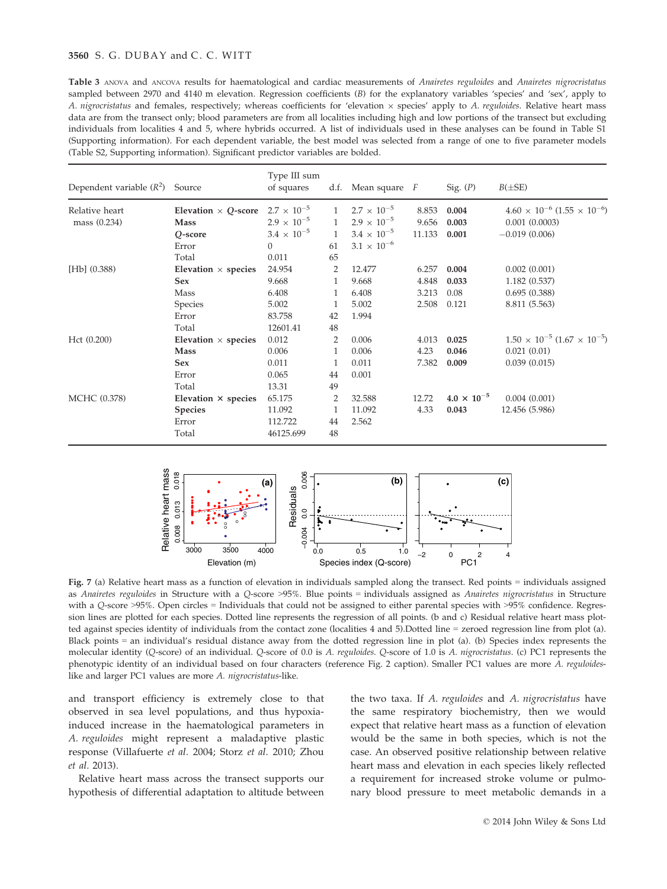**Table 3** ANOVA and ANCOVA results for haematological and cardiac measurements of *Anairetes reguloides* and *Anairetes nigrocristatus* sampled between 2970 and 4140 m elevation. Regression coefficients (*B*) for the explanatory variables 'species' and 'sex', apply to *A. nigrocristatus* and females, respectively; whereas coefficients for 'elevation × species' apply to *A. reguloides*. Relative heart mass data are from the transect only; blood parameters are from all localities including high and low portions of the transect but excluding individuals from localities 4 and 5, where hybrids occurred. A list of individuals used in these analyses can be found in Table S1 (Supporting information). For each dependent variable, the best model was selected from a range of one to five parameter models (Table S2, Supporting information). Significant predictor variables are bolded.

| Dependent variable ($R^2$) | Source | Type III sum of squares | d.f. | Mean square | *F* | Sig. (*P*) | *B*(±SE) |
|---|---|---|---|---|---|---|---|
| Relative heart mass (0.234) | **Elevation × *Q*-score** | $2.7 \times 10^{-5}$ | 1 | $2.7 \times 10^{-5}$ | 8.853 | **0.004** | $4.60 \times 10^{-6}$ ($1.55 \times 10^{-6}$) |
| | **Mass** | $2.9 \times 10^{-5}$ | 1 | $2.9 \times 10^{-5}$ | 9.656 | **0.003** | 0.001 (0.0003) |
| | ***Q*-score** | $3.4 \times 10^{-5}$ | 1 | $3.4 \times 10^{-5}$ | 11.133 | **0.001** | −0.019 (0.006) |
| | Error | 0 | 61 | $3.1 \times 10^{-6}$ | | | |
| | Total | 0.011 | 65 | | | | |
| [Hb] (0.388) | **Elevation × species** | 24.954 | 2 | 12.477 | 6.257 | **0.004** | 0.002 (0.001) |
| | **Sex** | 9.668 | 1 | 9.668 | 4.848 | **0.033** | 1.182 (0.537) |
| | Mass | 6.408 | 1 | 6.408 | 3.213 | 0.08 | 0.695 (0.388) |
| | Species | 5.002 | 1 | 5.002 | 2.508 | 0.121 | 8.811 (5.563) |
| | Error | 83.758 | 42 | 1.994 | | | |
| | Total | 12601.41 | 48 | | | | |
| Hct (0.200) | **Elevation × species** | 0.012 | 2 | 0.006 | 4.013 | **0.025** | $1.50 \times 10^{-5}$ ($1.67 \times 10^{-5}$) |
| | **Mass** | 0.006 | 1 | 0.006 | 4.23 | **0.046** | 0.021 (0.01) |
| | **Sex** | 0.011 | 1 | 0.011 | 7.382 | **0.009** | 0.039 (0.015) |
| | Error | 0.065 | 44 | 0.001 | | | |
| | Total | 13.31 | 49 | | | | |
| MCHC (0.378) | **Elevation × species** | 65.175 | 2 | 32.588 | 12.72 | $\mathbf{4.0 \times 10^{-5}}$ | 0.004 (0.001) |
| | **Species** | 11.092 | 1 | 11.092 | 4.33 | **0.043** | 12.456 (5.986) |
| | Error | 112.722 | 44 | 2.562 | | | |
| | Total | 46125.699 | 48 | | | | |

**Fig. 7** (a) Relative heart mass as a function of elevation in individuals sampled along the transect. Red points = individuals assigned as *Anairetes reguloides* in Structure with a *Q*-score >95%. Blue points = individuals assigned as *Anairetes nigrocristatus* in Structure with a *Q*-score >95%. Open circles = Individuals that could not be assigned to either parental species with >95% confidence. Regression lines are plotted for each species. Dotted line represents the regression of all points. (b and c) Residual relative heart mass plotted against species identity of individuals from the contact zone (localities 4 and 5).Dotted line = zeroed regression line from plot (a). Black points = an individual's residual distance away from the dotted regression line in plot (a). (b) Species index represents the molecular identity (*Q*-score) of an individual. *Q*-score of 0.0 is *A. reguloides*. *Q*-score of 1.0 is *A. nigrocristatus*. (c) PC1 represents the phenotypic identity of an individual based on four characters (reference Fig. 2 caption). Smaller PC1 values are more *A. reguloides*-like and larger PC1 values are more *A. nigrocristatus*-like.

and transport efficiency is extremely close to that observed in sea level populations, and thus hypoxia-induced increase in the haematological parameters in *A. reguloides* might represent a maladaptive plastic response (Villafuerte *et al.* 2004; Storz *et al.* 2010; Zhou *et al.* 2013).

Relative heart mass across the transect supports our hypothesis of differential adaptation to altitude between the two taxa. If *A. reguloides* and *A. nigrocristatus* have the same respiratory biochemistry, then we would expect that relative heart mass as a function of elevation would be the same in both species, which is not the case. An observed positive relationship between relative heart mass and elevation in each species likely reflected a requirement for increased stroke volume or pulmonary blood pressure to meet metabolic demands in a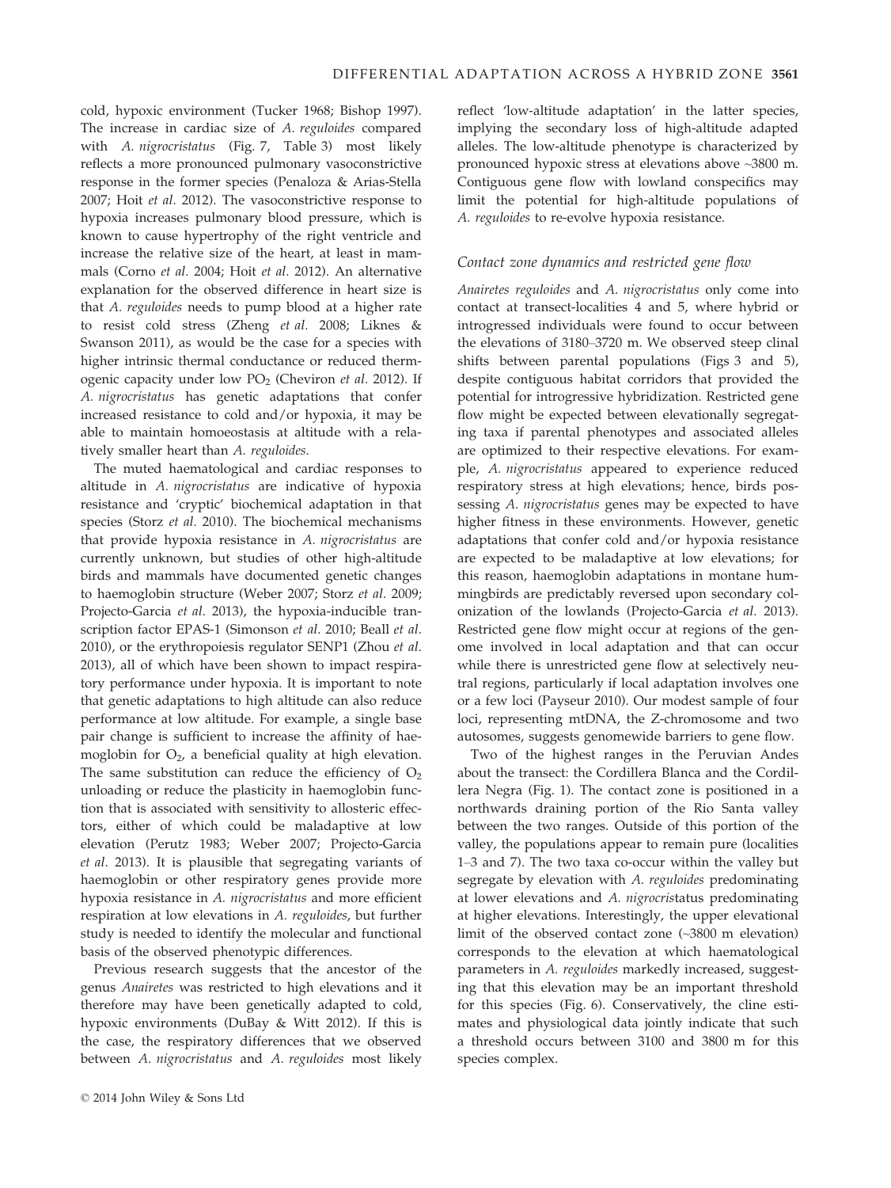cold, hypoxic environment (Tucker 1968; Bishop 1997). The increase in cardiac size of *A. reguloides* compared with *A. nigrocristatus* (Fig. 7, Table 3) most likely reflects a more pronounced pulmonary vasoconstrictive response in the former species (Penaloza & Arias-Stella 2007; Hoit *et al.* 2012). The vasoconstrictive response to hypoxia increases pulmonary blood pressure, which is known to cause hypertrophy of the right ventricle and increase the relative size of the heart, at least in mammals (Corno *et al.* 2004; Hoit *et al.* 2012). An alternative explanation for the observed difference in heart size is that *A. reguloides* needs to pump blood at a higher rate to resist cold stress (Zheng *et al.* 2008; Liknes & Swanson 2011), as would be the case for a species with higher intrinsic thermal conductance or reduced thermogenic capacity under low $PO_2$ (Cheviron *et al.* 2012). If *A. nigrocristatus* has genetic adaptations that confer increased resistance to cold and/or hypoxia, it may be able to maintain homoeostasis at altitude with a relatively smaller heart than *A. reguloides*.

The muted haematological and cardiac responses to altitude in *A. nigrocristatus* are indicative of hypoxia resistance and 'cryptic' biochemical adaptation in that species (Storz *et al.* 2010). The biochemical mechanisms that provide hypoxia resistance in *A. nigrocristatus* are currently unknown, but studies of other high-altitude birds and mammals have documented genetic changes to haemoglobin structure (Weber 2007; Storz *et al.* 2009; Projecto-Garcia *et al.* 2013), the hypoxia-inducible transcription factor EPAS-1 (Simonson *et al.* 2010; Beall *et al.* 2010), or the erythropoiesis regulator SENP1 (Zhou *et al.* 2013), all of which have been shown to impact respiratory performance under hypoxia. It is important to note that genetic adaptations to high altitude can also reduce performance at low altitude. For example, a single base pair change is sufficient to increase the affinity of haemoglobin for $O_2$, a beneficial quality at high elevation. The same substitution can reduce the efficiency of $O_2$ unloading or reduce the plasticity in haemoglobin function that is associated with sensitivity to allosteric effectors, either of which could be maladaptive at low elevation (Perutz 1983; Weber 2007; Projecto-Garcia *et al.* 2013). It is plausible that segregating variants of haemoglobin or other respiratory genes provide more hypoxia resistance in *A. nigrocristatus* and more efficient respiration at low elevations in *A. reguloides*, but further study is needed to identify the molecular and functional basis of the observed phenotypic differences.

Previous research suggests that the ancestor of the genus *Anairetes* was restricted to high elevations and it therefore may have been genetically adapted to cold, hypoxic environments (DuBay & Witt 2012). If this is the case, the respiratory differences that we observed between *A. nigrocristatus* and *A. reguloides* most likely reflect 'low-altitude adaptation' in the latter species, implying the secondary loss of high-altitude adapted alleles. The low-altitude phenotype is characterized by pronounced hypoxic stress at elevations above ~3800 m. Contiguous gene flow with lowland conspecifics may limit the potential for high-altitude populations of *A. reguloides* to re-evolve hypoxia resistance.

### *Contact zone dynamics and restricted gene flow*

*Anairetes reguloides* and *A. nigrocristatus* only come into contact at transect-localities 4 and 5, where hybrid or introgressed individuals were found to occur between the elevations of 3180–3720 m. We observed steep clinal shifts between parental populations (Figs 3 and 5), despite contiguous habitat corridors that provided the potential for introgressive hybridization. Restricted gene flow might be expected between elevationally segregating taxa if parental phenotypes and associated alleles are optimized to their respective elevations. For example, *A. nigrocristatus* appeared to experience reduced respiratory stress at high elevations; hence, birds possessing *A. nigrocristatus* genes may be expected to have higher fitness in these environments. However, genetic adaptations that confer cold and/or hypoxia resistance are expected to be maladaptive at low elevations; for this reason, haemoglobin adaptations in montane hummingbirds are predictably reversed upon secondary colonization of the lowlands (Projecto-Garcia *et al.* 2013). Restricted gene flow might occur at regions of the genome involved in local adaptation and that can occur while there is unrestricted gene flow at selectively neutral regions, particularly if local adaptation involves one or a few loci (Payseur 2010). Our modest sample of four loci, representing mtDNA, the Z-chromosome and two autosomes, suggests genomewide barriers to gene flow.

Two of the highest ranges in the Peruvian Andes about the transect: the Cordillera Blanca and the Cordillera Negra (Fig. 1). The contact zone is positioned in a northwards draining portion of the Rio Santa valley between the two ranges. Outside of this portion of the valley, the populations appear to remain pure (localities 1–3 and 7). The two taxa co-occur within the valley but segregate by elevation with *A. reguloides* predominating at lower elevations and *A. nigrocristatus* predominating at higher elevations. Interestingly, the upper elevational limit of the observed contact zone (~3800 m elevation) corresponds to the elevation at which haematological parameters in *A. reguloides* markedly increased, suggesting that this elevation may be an important threshold for this species (Fig. 6). Conservatively, the cline estimates and physiological data jointly indicate that such a threshold occurs between 3100 and 3800 m for this species complex.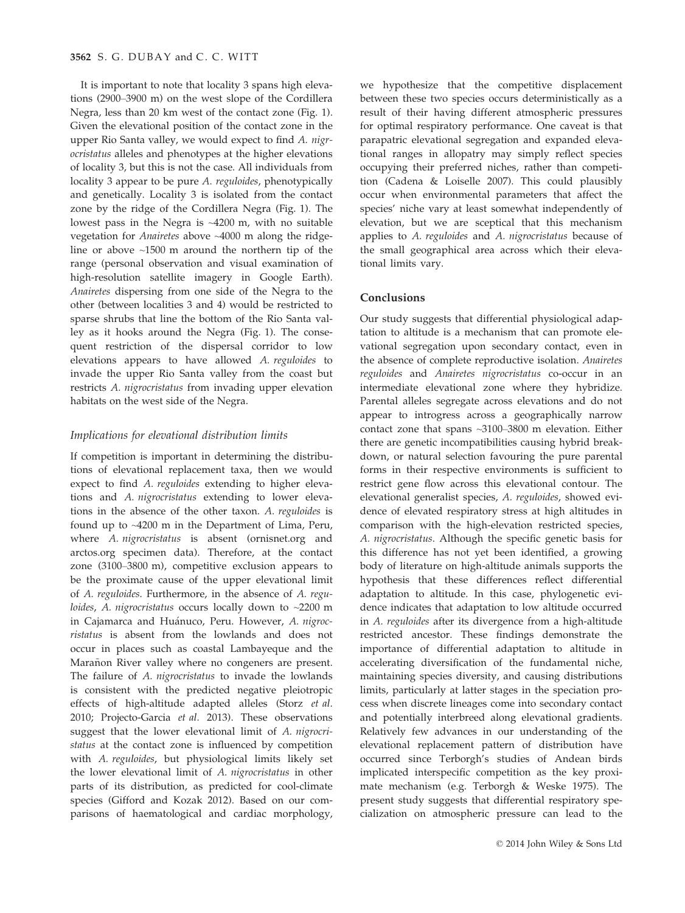It is important to note that locality 3 spans high elevations (2900–3900 m) on the west slope of the Cordillera Negra, less than 20 km west of the contact zone (Fig. 1). Given the elevational position of the contact zone in the upper Rio Santa valley, we would expect to find *A. nigrocristatus* alleles and phenotypes at the higher elevations of locality 3, but this is not the case. All individuals from locality 3 appear to be pure *A. reguloides*, phenotypically and genetically. Locality 3 is isolated from the contact zone by the ridge of the Cordillera Negra (Fig. 1). The lowest pass in the Negra is ~4200 m, with no suitable vegetation for *Anairetes* above ~4000 m along the ridgeline or above ~1500 m around the northern tip of the range (personal observation and visual examination of high-resolution satellite imagery in Google Earth). *Anairetes* dispersing from one side of the Negra to the other (between localities 3 and 4) would be restricted to sparse shrubs that line the bottom of the Rio Santa valley as it hooks around the Negra (Fig. 1). The consequent restriction of the dispersal corridor to low elevations appears to have allowed *A. reguloides* to invade the upper Rio Santa valley from the coast but restricts *A. nigrocristatus* from invading upper elevation habitats on the west side of the Negra.

### Implications for elevational distribution limits

If competition is important in determining the distributions of elevational replacement taxa, then we would expect to find *A. reguloides* extending to higher elevations and *A. nigrocristatus* extending to lower elevations in the absence of the other taxon. *A. reguloides* is found up to ~4200 m in the Department of Lima, Peru, where *A. nigrocristatus* is absent (ornisnet.org and arctos.org specimen data). Therefore, at the contact zone (3100–3800 m), competitive exclusion appears to be the proximate cause of the upper elevational limit of *A. reguloides*. Furthermore, in the absence of *A. reguloides*, *A. nigrocristatus* occurs locally down to ~2200 m in Cajamarca and Huánuco, Peru. However, *A. nigrocristatus* is absent from the lowlands and does not occur in places such as coastal Lambayeque and the Marañon River valley where no congeners are present. The failure of *A. nigrocristatus* to invade the lowlands is consistent with the predicted negative pleiotropic effects of high-altitude adapted alleles (Storz *et al.* 2010; Projecto-Garcia *et al.* 2013). These observations suggest that the lower elevational limit of *A. nigrocristatus* at the contact zone is influenced by competition with *A. reguloides*, but physiological limits likely set the lower elevational limit of *A. nigrocristatus* in other parts of its distribution, as predicted for cool-climate species (Gifford and Kozak 2012). Based on our comparisons of haematological and cardiac morphology, we hypothesize that the competitive displacement between these two species occurs deterministically as a result of their having different atmospheric pressures for optimal respiratory performance. One caveat is that parapatric elevational segregation and expanded elevational ranges in allopatry may simply reflect species occupying their preferred niches, rather than competition (Cadena & Loiselle 2007). This could plausibly occur when environmental parameters that affect the species' niche vary at least somewhat independently of elevation, but we are sceptical that this mechanism applies to *A. reguloides* and *A. nigrocristatus* because of the small geographical area across which their elevational limits vary.

## Conclusions

Our study suggests that differential physiological adaptation to altitude is a mechanism that can promote elevational segregation upon secondary contact, even in the absence of complete reproductive isolation. *Anairetes reguloides* and *Anairetes nigrocristatus* co-occur in an intermediate elevational zone where they hybridize. Parental alleles segregate across elevations and do not appear to introgress across a geographically narrow contact zone that spans ~3100–3800 m elevation. Either there are genetic incompatibilities causing hybrid breakdown, or natural selection favouring the pure parental forms in their respective environments is sufficient to restrict gene flow across this elevational contour. The elevational generalist species, *A. reguloides*, showed evidence of elevated respiratory stress at high altitudes in comparison with the high-elevation restricted species, *A. nigrocristatus*. Although the specific genetic basis for this difference has not yet been identified, a growing body of literature on high-altitude animals supports the hypothesis that these differences reflect differential adaptation to altitude. In this case, phylogenetic evidence indicates that adaptation to low altitude occurred in *A. reguloides* after its divergence from a high-altitude restricted ancestor. These findings demonstrate the importance of differential adaptation to altitude in accelerating diversification of the fundamental niche, maintaining species diversity, and causing distributions limits, particularly at latter stages in the speciation process when discrete lineages come into secondary contact and potentially interbreed along elevational gradients. Relatively few advances in our understanding of the elevational replacement pattern of distribution have occurred since Terborgh's studies of Andean birds implicated interspecific competition as the key proximate mechanism (e.g. Terborgh & Weske 1975). The present study suggests that differential respiratory specialization on atmospheric pressure can lead to the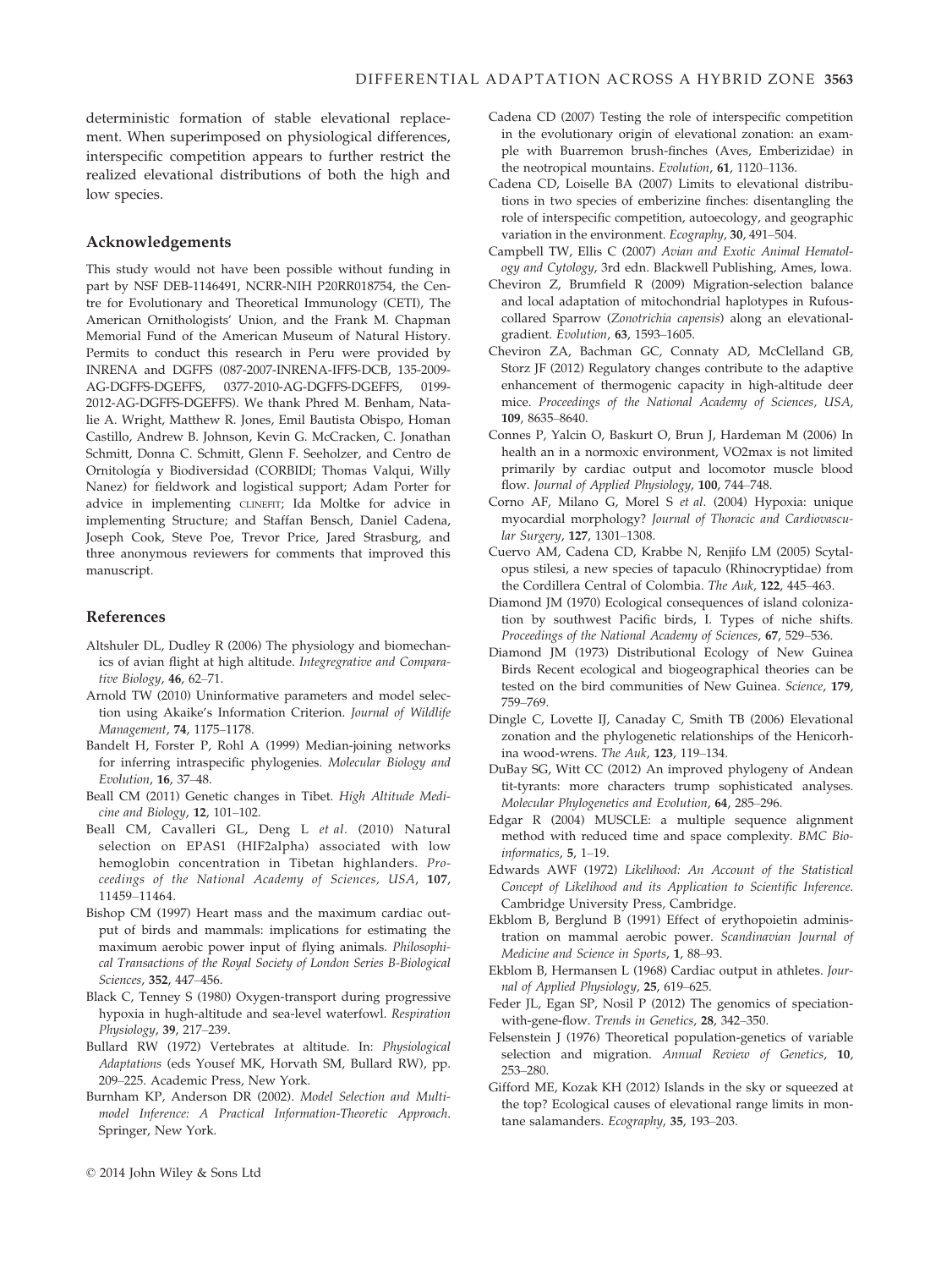deterministic formation of stable elevational replacement. When superimposed on physiological differences, interspecific competition appears to further restrict the realized elevational distributions of both the high and low species.

## Acknowledgements

This study would not have been possible without funding in part by NSF DEB-1146491, NCRR-NIH P20RR018754, the Centre for Evolutionary and Theoretical Immunology (CETI), The American Ornithologists' Union, and the Frank M. Chapman Memorial Fund of the American Museum of Natural History. Permits to conduct this research in Peru were provided by INRENA and DGFFS (087-2007-INRENA-IFFS-DCB, 135-2009-AG-DGFFS-DGEFFS, 0377-2010-AG-DGFFS-DGEFFS, 0199-2012-AG-DGFFS-DGEFFS). We thank Phred M. Benham, Natalie A. Wright, Matthew R. Jones, Emil Bautista Obispo, Homan Castillo, Andrew B. Johnson, Kevin G. McCracken, C. Jonathan Schmitt, Donna C. Schmitt, Glenn F. Seeholzer, and Centro de Ornitología y Biodiversidad (CORBIDI; Thomas Valqui, Willy Nanez) for fieldwork and logistical support; Adam Porter for advice in implementing CLINEFIT; Ida Moltke for advice in implementing Structure; and Staffan Bensch, Daniel Cadena, Joseph Cook, Steve Poe, Trevor Price, Jared Strasburg, and three anonymous reviewers for comments that improved this manuscript.

## References

Altshuler DL, Dudley R (2006) The physiology and biomechanics of avian flight at high altitude. *Integregrative and Comparative Biology*, **46**, 62–71.

Arnold TW (2010) Uninformative parameters and model selection using Akaike's Information Criterion. *Journal of Wildlife Management*, **74**, 1175–1178.

Bandelt H, Forster P, Rohl A (1999) Median-joining networks for inferring intraspecific phylogenies. *Molecular Biology and Evolution*, **16**, 37–48.

Beall CM (2011) Genetic changes in Tibet. *High Altitude Medicine and Biology*, **12**, 101–102.

Beall CM, Cavalleri GL, Deng L *et al.* (2010) Natural selection on EPAS1 (HIF2alpha) associated with low hemoglobin concentration in Tibetan highlanders. *Proceedings of the National Academy of Sciences, USA*, **107**, 11459–11464.

Bishop CM (1997) Heart mass and the maximum cardiac output of birds and mammals: implications for estimating the maximum aerobic power input of flying animals. *Philosophical Transactions of the Royal Society of London Series B-Biological Sciences*, **352**, 447–456.

Black C, Tenney S (1980) Oxygen-transport during progressive hypoxia in hugh-altitude and sea-level waterfowl. *Respiration Physiology*, **39**, 217–239.

Bullard RW (1972) Vertebrates at altitude. In: *Physiological Adaptations* (eds Yousef MK, Horvath SM, Bullard RW), pp. 209–225. Academic Press, New York.

Burnham KP, Anderson DR (2002). *Model Selection and Multimodel Inference: A Practical Information-Theoretic Approach*. Springer, New York.

Cadena CD (2007) Testing the role of interspecific competition in the evolutionary origin of elevational zonation: an example with Buarremon brush-finches (Aves, Emberizidae) in the neotropical mountains. *Evolution*, **61**, 1120–1136.

Cadena CD, Loiselle BA (2007) Limits to elevational distributions in two species of emberizine finches: disentangling the role of interspecific competition, autoecology, and geographic variation in the environment. *Ecography*, **30**, 491–504.

Campbell TW, Ellis C (2007) *Avian and Exotic Animal Hematology and Cytology*, 3rd edn. Blackwell Publishing, Ames, Iowa.

Cheviron Z, Brumfield R (2009) Migration-selection balance and local adaptation of mitochondrial haplotypes in Rufous-collared Sparrow (*Zonotrichia capensis*) along an elevational-gradient. *Evolution*, **63**, 1593–1605.

Cheviron ZA, Bachman GC, Connaty AD, McClelland GB, Storz JF (2012) Regulatory changes contribute to the adaptive enhancement of thermogenic capacity in high-altitude deer mice. *Proceedings of the National Academy of Sciences, USA*, **109**, 8635–8640.

Connes P, Yalcin O, Baskurt O, Brun J, Hardeman M (2006) In health an in a normoxic environment, VO2max is not limited primarily by cardiac output and locomotor muscle blood flow. *Journal of Applied Physiology*, **100**, 744–748.

Corno AF, Milano G, Morel S *et al.* (2004) Hypoxia: unique myocardial morphology? *Journal of Thoracic and Cardiovascular Surgery*, **127**, 1301–1308.

Cuervo AM, Cadena CD, Krabbe N, Renjifo LM (2005) Scytalopus stilesi, a new species of tapaculo (Rhinocryptidae) from the Cordillera Central of Colombia. *The Auk*, **122**, 445–463.

Diamond JM (1970) Ecological consequences of island colonization by southwest Pacific birds, I. Types of niche shifts. *Proceedings of the National Academy of Sciences*, **67**, 529–536.

Diamond JM (1973) Distributional Ecology of New Guinea Birds Recent ecological and biogeographical theories can be tested on the bird communities of New Guinea. *Science*, **179**, 759–769.

Dingle C, Lovette IJ, Canaday C, Smith TB (2006) Elevational zonation and the phylogenetic relationships of the Henicorhina wood-wrens. *The Auk*, **123**, 119–134.

DuBay SG, Witt CC (2012) An improved phylogeny of Andean tit-tyrants: more characters trump sophisticated analyses. *Molecular Phylogenetics and Evolution*, **64**, 285–296.

Edgar R (2004) MUSCLE: a multiple sequence alignment method with reduced time and space complexity. *BMC Bioinformatics*, **5**, 1–19.

Edwards AWF (1972) *Likelihood: An Account of the Statistical Concept of Likelihood and its Application to Scientific Inference.* Cambridge University Press, Cambridge.

Ekblom B, Berglund B (1991) Effect of erythopoietin administration on mammal aerobic power. *Scandinavian Journal of Medicine and Science in Sports*, **1**, 88–93.

Ekblom B, Hermansen L (1968) Cardiac output in athletes. *Journal of Applied Physiology*, **25**, 619–625.

Feder JL, Egan SP, Nosil P (2012) The genomics of speciation-with-gene-flow. *Trends in Genetics*, **28**, 342–350.

Felsenstein J (1976) Theoretical population-genetics of variable selection and migration. *Annual Review of Genetics*, **10**, 253–280.

Gifford ME, Kozak KH (2012) Islands in the sky or squeezed at the top? Ecological causes of elevational range limits in montane salamanders. *Ecography*, **35**, 193–203.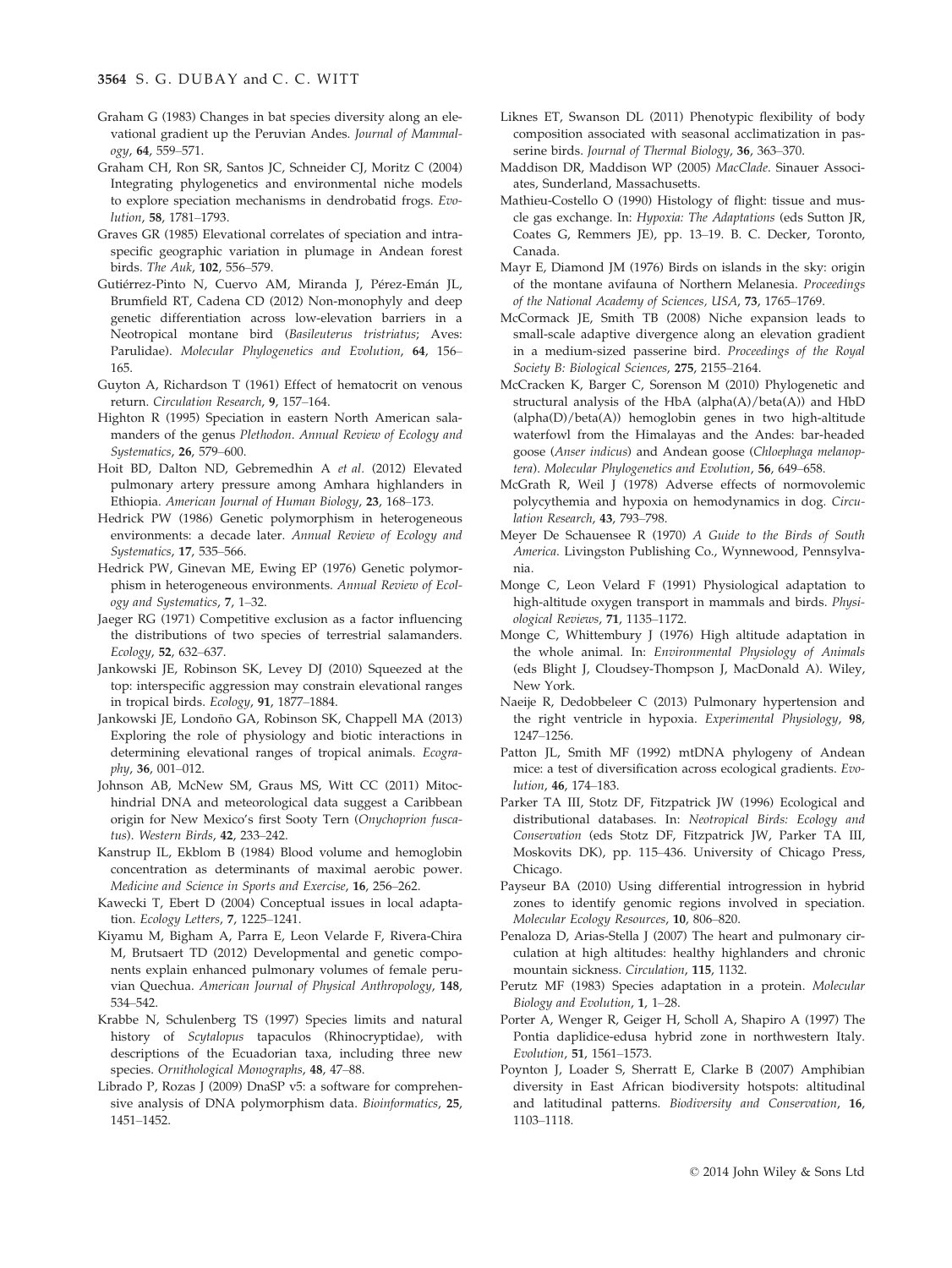Graham G (1983) Changes in bat species diversity along an elevational gradient up the Peruvian Andes. *Journal of Mammalogy*, **64**, 559–571.

Graham CH, Ron SR, Santos JC, Schneider CJ, Moritz C (2004) Integrating phylogenetics and environmental niche models to explore speciation mechanisms in dendrobatid frogs. *Evolution*, **58**, 1781–1793.

Graves GR (1985) Elevational correlates of speciation and intraspecific geographic variation in plumage in Andean forest birds. *The Auk*, **102**, 556–579.

Gutiérrez-Pinto N, Cuervo AM, Miranda J, Pérez-Emán JL, Brumfield RT, Cadena CD (2012) Non-monophyly and deep genetic differentiation across low-elevation barriers in a Neotropical montane bird (*Basileuterus tristriatus*; Aves: Parulidae). *Molecular Phylogenetics and Evolution*, **64**, 156–165.

Guyton A, Richardson T (1961) Effect of hematocrit on venous return. *Circulation Research*, **9**, 157–164.

Highton R (1995) Speciation in eastern North American salamanders of the genus *Plethodon*. *Annual Review of Ecology and Systematics*, **26**, 579–600.

Hoit BD, Dalton ND, Gebremedhin A *et al.* (2012) Elevated pulmonary artery pressure among Amhara highlanders in Ethiopia. *American Journal of Human Biology*, **23**, 168–173.

Hedrick PW (1986) Genetic polymorphism in heterogeneous environments: a decade later. *Annual Review of Ecology and Systematics*, **17**, 535–566.

Hedrick PW, Ginevan ME, Ewing EP (1976) Genetic polymorphism in heterogeneous environments. *Annual Review of Ecology and Systematics*, **7**, 1–32.

Jaeger RG (1971) Competitive exclusion as a factor influencing the distributions of two species of terrestrial salamanders. *Ecology*, **52**, 632–637.

Jankowski JE, Robinson SK, Levey DJ (2010) Squeezed at the top: interspecific aggression may constrain elevational ranges in tropical birds. *Ecology*, **91**, 1877–1884.

Jankowski JE, Londoño GA, Robinson SK, Chappell MA (2013) Exploring the role of physiology and biotic interactions in determining elevational ranges of tropical animals. *Ecography*, **36**, 001–012.

Johnson AB, McNew SM, Graus MS, Witt CC (2011) Mitochondrial DNA and meteorological data suggest a Caribbean origin for New Mexico's first Sooty Tern (*Onychoprion fuscatus*). *Western Birds*, **42**, 233–242.

Kanstrup IL, Ekblom B (1984) Blood volume and hemoglobin concentration as determinants of maximal aerobic power. *Medicine and Science in Sports and Exercise*, **16**, 256–262.

Kawecki T, Ebert D (2004) Conceptual issues in local adaptation. *Ecology Letters*, **7**, 1225–1241.

Kiyamu M, Bigham A, Parra E, Leon Velarde F, Rivera-Chira M, Brutsaert TD (2012) Developmental and genetic components explain enhanced pulmonary volumes of female peruvian Quechua. *American Journal of Physical Anthropology*, **148**, 534–542.

Krabbe N, Schulenberg TS (1997) Species limits and natural history of *Scytalopus* tapaculos (Rhinocryptidae), with descriptions of the Ecuadorian taxa, including three new species. *Ornithological Monographs*, **48**, 47–88.

Librado P, Rozas J (2009) DnaSP v5: a software for comprehensive analysis of DNA polymorphism data. *Bioinformatics*, **25**, 1451–1452.

Liknes ET, Swanson DL (2011) Phenotypic flexibility of body composition associated with seasonal acclimatization in passerine birds. *Journal of Thermal Biology*, **36**, 363–370.

Maddison DR, Maddison WP (2005) *MacClade*. Sinauer Associates, Sunderland, Massachusetts.

Mathieu-Costello O (1990) Histology of flight: tissue and muscle gas exchange. In: *Hypoxia: The Adaptations* (eds Sutton JR, Coates G, Remmers JE), pp. 13–19. B. C. Decker, Toronto, Canada.

Mayr E, Diamond JM (1976) Birds on islands in the sky: origin of the montane avifauna of Northern Melanesia. *Proceedings of the National Academy of Sciences, USA*, **73**, 1765–1769.

McCormack JE, Smith TB (2008) Niche expansion leads to small-scale adaptive divergence along an elevation gradient in a medium-sized passerine bird. *Proceedings of the Royal Society B: Biological Sciences*, **275**, 2155–2164.

McCracken K, Barger C, Sorenson M (2010) Phylogenetic and structural analysis of the HbA (alpha(A)/beta(A)) and HbD (alpha(D)/beta(A)) hemoglobin genes in two high-altitude waterfowl from the Himalayas and the Andes: bar-headed goose (*Anser indicus*) and Andean goose (*Chloephaga melanoptera*). *Molecular Phylogenetics and Evolution*, **56**, 649–658.

McGrath R, Weil J (1978) Adverse effects of normovolemic polycythemia and hypoxia on hemodynamics in dog. *Circulation Research*, **43**, 793–798.

Meyer De Schauensee R (1970) *A Guide to the Birds of South America*. Livingston Publishing Co., Wynnewood, Pennsylvania.

Monge C, Leon Velard F (1991) Physiological adaptation to high-altitude oxygen transport in mammals and birds. *Physiological Reviews*, **71**, 1135–1172.

Monge C, Whittembury J (1976) High altitude adaptation in the whole animal. In: *Environmental Physiology of Animals* (eds Blight J, Cloudsey-Thompson J, MacDonald A). Wiley, New York.

Naeije R, Dedobbeleer C (2013) Pulmonary hypertension and the right ventricle in hypoxia. *Experimental Physiology*, **98**, 1247–1256.

Patton JL, Smith MF (1992) mtDNA phylogeny of Andean mice: a test of diversification across ecological gradients. *Evolution*, **46**, 174–183.

Parker TA III, Stotz DF, Fitzpatrick JW (1996) Ecological and distributional databases. In: *Neotropical Birds: Ecology and Conservation* (eds Stotz DF, Fitzpatrick JW, Parker TA III, Moskovits DK), pp. 115–436. University of Chicago Press, Chicago.

Payseur BA (2010) Using differential introgression in hybrid zones to identify genomic regions involved in speciation. *Molecular Ecology Resources*, **10**, 806–820.

Penaloza D, Arias-Stella J (2007) The heart and pulmonary circulation at high altitudes: healthy highlanders and chronic mountain sickness. *Circulation*, **115**, 1132.

Perutz MF (1983) Species adaptation in a protein. *Molecular Biology and Evolution*, **1**, 1–28.

Porter A, Wenger R, Geiger H, Scholl A, Shapiro A (1997) The Pontia daplidice-edusa hybrid zone in northwestern Italy. *Evolution*, **51**, 1561–1573.

Poynton J, Loader S, Sherratt E, Clarke B (2007) Amphibian diversity in East African biodiversity hotspots: altitudinal and latitudinal patterns. *Biodiversity and Conservation*, **16**, 1103–1118.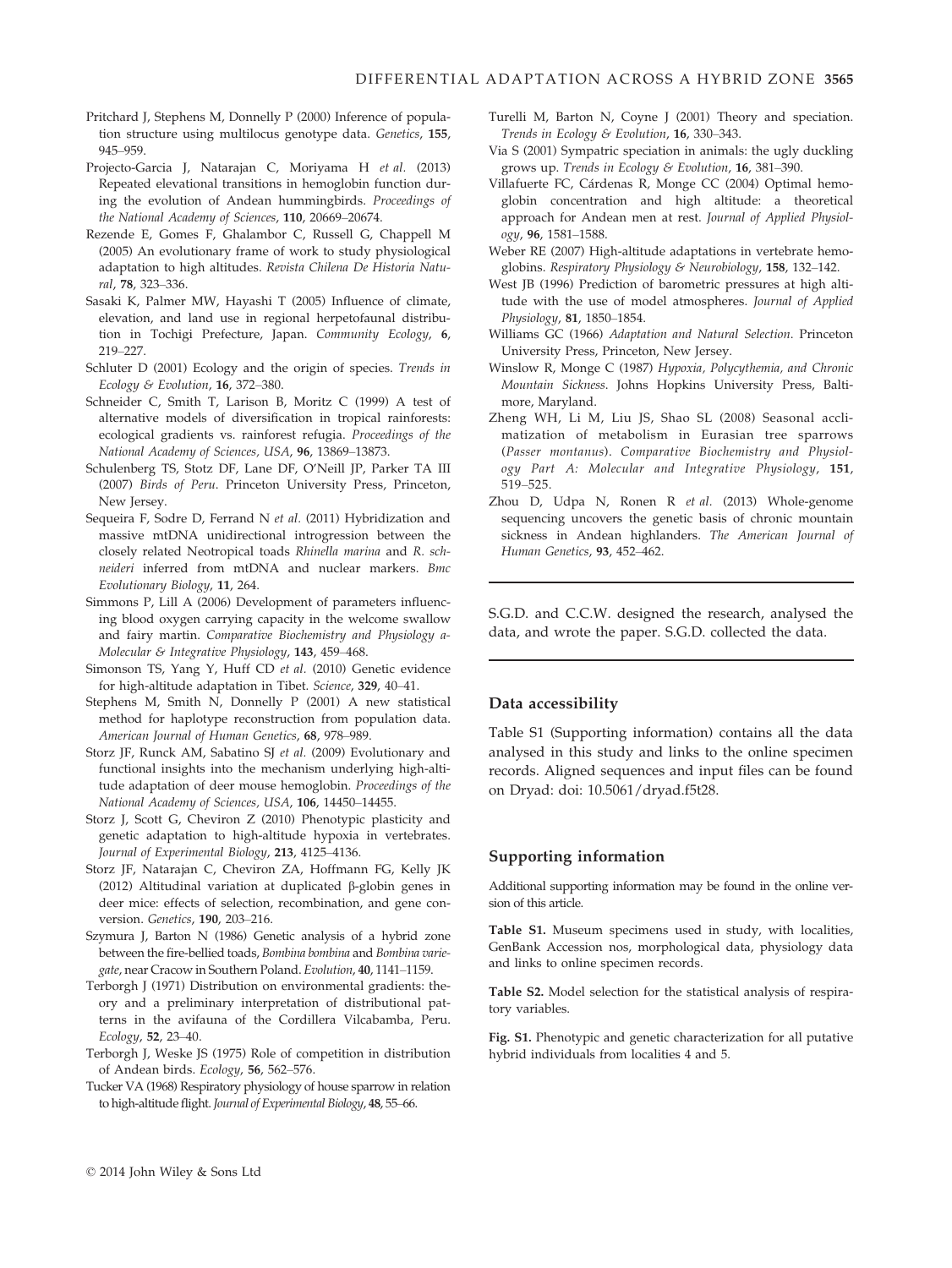Pritchard J, Stephens M, Donnelly P (2000) Inference of population structure using multilocus genotype data. *Genetics*, **155**, 945–959.

Projecto-Garcia J, Natarajan C, Moriyama H *et al.* (2013) Repeated elevational transitions in hemoglobin function during the evolution of Andean hummingbirds. *Proceedings of the National Academy of Sciences*, **110**, 20669–20674.

Rezende E, Gomes F, Ghalambor C, Russell G, Chappell M (2005) An evolutionary frame of work to study physiological adaptation to high altitudes. *Revista Chilena De Historia Natural*, **78**, 323–336.

Sasaki K, Palmer MW, Hayashi T (2005) Influence of climate, elevation, and land use in regional herpetofaunal distribution in Tochigi Prefecture, Japan. *Community Ecology*, **6**, 219–227.

Schluter D (2001) Ecology and the origin of species. *Trends in Ecology & Evolution*, **16**, 372–380.

Schneider C, Smith T, Larison B, Moritz C (1999) A test of alternative models of diversification in tropical rainforests: ecological gradients vs. rainforest refugia. *Proceedings of the National Academy of Sciences, USA*, **96**, 13869–13873.

Schulenberg TS, Stotz DF, Lane DF, O'Neill JP, Parker TA III (2007) *Birds of Peru*. Princeton University Press, Princeton, New Jersey.

Sequeira F, Sodre D, Ferrand N *et al.* (2011) Hybridization and massive mtDNA unidirectional introgression between the closely related Neotropical toads *Rhinella marina* and *R. schneideri* inferred from mtDNA and nuclear markers. *Bmc Evolutionary Biology*, **11**, 264.

Simmons P, Lill A (2006) Development of parameters influencing blood oxygen carrying capacity in the welcome swallow and fairy martin. *Comparative Biochemistry and Physiology a-Molecular & Integrative Physiology*, **143**, 459–468.

Simonson TS, Yang Y, Huff CD *et al.* (2010) Genetic evidence for high-altitude adaptation in Tibet. *Science*, **329**, 40–41.

Stephens M, Smith N, Donnelly P (2001) A new statistical method for haplotype reconstruction from population data. *American Journal of Human Genetics*, **68**, 978–989.

Storz JF, Runck AM, Sabatino SJ *et al.* (2009) Evolutionary and functional insights into the mechanism underlying high-altitude adaptation of deer mouse hemoglobin. *Proceedings of the National Academy of Sciences, USA*, **106**, 14450–14455.

Storz J, Scott G, Cheviron Z (2010) Phenotypic plasticity and genetic adaptation to high-altitude hypoxia in vertebrates. *Journal of Experimental Biology*, **213**, 4125–4136.

Storz JF, Natarajan C, Cheviron ZA, Hoffmann FG, Kelly JK (2012) Altitudinal variation at duplicated β-globin genes in deer mice: effects of selection, recombination, and gene conversion. *Genetics*, **190**, 203–216.

Szymura J, Barton N (1986) Genetic analysis of a hybrid zone between the fire-bellied toads, *Bombina bombina* and *Bombina variegate*, near Cracow in Southern Poland. *Evolution*, **40**, 1141–1159.

Terborgh J (1971) Distribution on environmental gradients: theory and a preliminary interpretation of distributional patterns in the avifauna of the Cordillera Vilcabamba, Peru. *Ecology*, **52**, 23–40.

Terborgh J, Weske JS (1975) Role of competition in distribution of Andean birds. *Ecology*, **56**, 562–576.

Tucker VA (1968) Respiratory physiology of house sparrow in relation to high-altitude flight. *Journal of Experimental Biology*, **48**, 55–66.

Turelli M, Barton N, Coyne J (2001) Theory and speciation. *Trends in Ecology & Evolution*, **16**, 330–343.

Via S (2001) Sympatric speciation in animals: the ugly duckling grows up. *Trends in Ecology & Evolution*, **16**, 381–390.

Villafuerte FC, Cárdenas R, Monge CC (2004) Optimal hemoglobin concentration and high altitude: a theoretical approach for Andean men at rest. *Journal of Applied Physiology*, **96**, 1581–1588.

Weber RE (2007) High-altitude adaptations in vertebrate hemoglobins. *Respiratory Physiology & Neurobiology*, **158**, 132–142.

West JB (1996) Prediction of barometric pressures at high altitude with the use of model atmospheres. *Journal of Applied Physiology*, **81**, 1850–1854.

Williams GC (1966) *Adaptation and Natural Selection*. Princeton University Press, Princeton, New Jersey.

Winslow R, Monge C (1987) *Hypoxia, Polycythemia, and Chronic Mountain Sickness*. Johns Hopkins University Press, Baltimore, Maryland.

Zheng WH, Li M, Liu JS, Shao SL (2008) Seasonal acclimatization of metabolism in Eurasian tree sparrows (*Passer montanus*). *Comparative Biochemistry and Physiology Part A: Molecular and Integrative Physiology*, **151**, 519–525.

Zhou D, Udpa N, Ronen R *et al.* (2013) Whole-genome sequencing uncovers the genetic basis of chronic mountain sickness in Andean highlanders. *The American Journal of Human Genetics*, **93**, 452–462.

---

S.G.D. and C.C.W. designed the research, analysed the data, and wrote the paper. S.G.D. collected the data.

---

## Data accessibility

Table S1 (Supporting information) contains all the data analysed in this study and links to the online specimen records. Aligned sequences and input files can be found on Dryad: doi: 10.5061/dryad.f5t28.

## Supporting information

Additional supporting information may be found in the online version of this article.

**Table S1.** Museum specimens used in study, with localities, GenBank Accession nos, morphological data, physiology data and links to online specimen records.

**Table S2.** Model selection for the statistical analysis of respiratory variables.

**Fig. S1.** Phenotypic and genetic characterization for all putative hybrid individuals from localities 4 and 5.